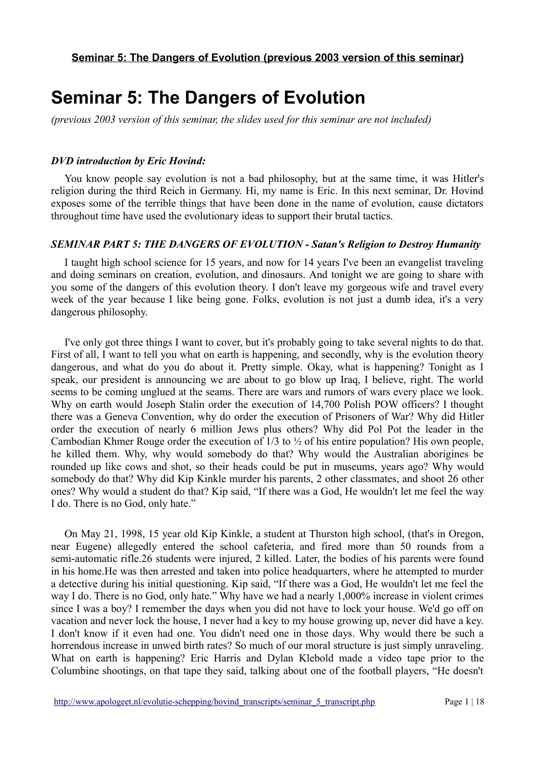**Seminar 5: The Dangers of Evolution (previous 2003 version of this seminar)**

# Seminar 5: The Dangers of Evolution

*(previous 2003 version of this seminar, the slides used for this seminar are not included)*

### *DVD introduction by Eric Hovind:*

You know people say evolution is not a bad philosophy, but at the same time, it was Hitler's religion during the third Reich in Germany. Hi, my name is Eric. In this next seminar, Dr. Hovind exposes some of the terrible things that have been done in the name of evolution, cause dictators throughout time have used the evolutionary ideas to support their brutal tactics.

### *SEMINAR PART 5: THE DANGERS OF EVOLUTION - Satan's Religion to Destroy Humanity*

I taught high school science for 15 years, and now for 14 years I've been an evangelist traveling and doing seminars on creation, evolution, and dinosaurs. And tonight we are going to share with you some of the dangers of this evolution theory. I don't leave my gorgeous wife and travel every week of the year because I like being gone. Folks, evolution is not just a dumb idea, it's a very dangerous philosophy.

I've only got three things I want to cover, but it's probably going to take several nights to do that. First of all, I want to tell you what on earth is happening, and secondly, why is the evolution theory dangerous, and what do you do about it. Pretty simple. Okay, what is happening? Tonight as I speak, our president is announcing we are about to go blow up Iraq, I believe, right. The world seems to be coming unglued at the seams. There are wars and rumors of wars every place we look. Why on earth would Joseph Stalin order the execution of 14,700 Polish POW officers? I thought there was a Geneva Convention, why do order the execution of Prisoners of War? Why did Hitler order the execution of nearly 6 million Jews plus others? Why did Pol Pot the leader in the Cambodian Khmer Rouge order the execution of 1/3 to ½ of his entire population? His own people, he killed them. Why, why would somebody do that? Why would the Australian aborigines be rounded up like cows and shot, so their heads could be put in museums, years ago? Why would somebody do that? Why did Kip Kinkle murder his parents, 2 other classmates, and shoot 26 other ones? Why would a student do that? Kip said, "If there was a God, He wouldn't let me feel the way I do. There is no God, only hate."

On May 21, 1998, 15 year old Kip Kinkle, a student at Thurston high school, (that's in Oregon, near Eugene) allegedly entered the school cafeteria, and fired more than 50 rounds from a semi-automatic rifle.26 students were injured, 2 killed. Later, the bodies of his parents were found in his home.He was then arrested and taken into police headquarters, where he attempted to murder a detective during his initial questioning. Kip said, "If there was a God, He wouldn't let me feel the way I do. There is no God, only hate." Why have we had a nearly 1,000% increase in violent crimes since I was a boy? I remember the days when you did not have to lock your house. We'd go off on vacation and never lock the house, I never had a key to my house growing up, never did have a key. I don't know if it even had one. You didn't need one in those days. Why would there be such a horrendous increase in unwed birth rates? So much of our moral structure is just simply unraveling. What on earth is happening? Eric Harris and Dylan Klebold made a video tape prior to the Columbine shootings, on that tape they said, talking about one of the football players, "He doesn't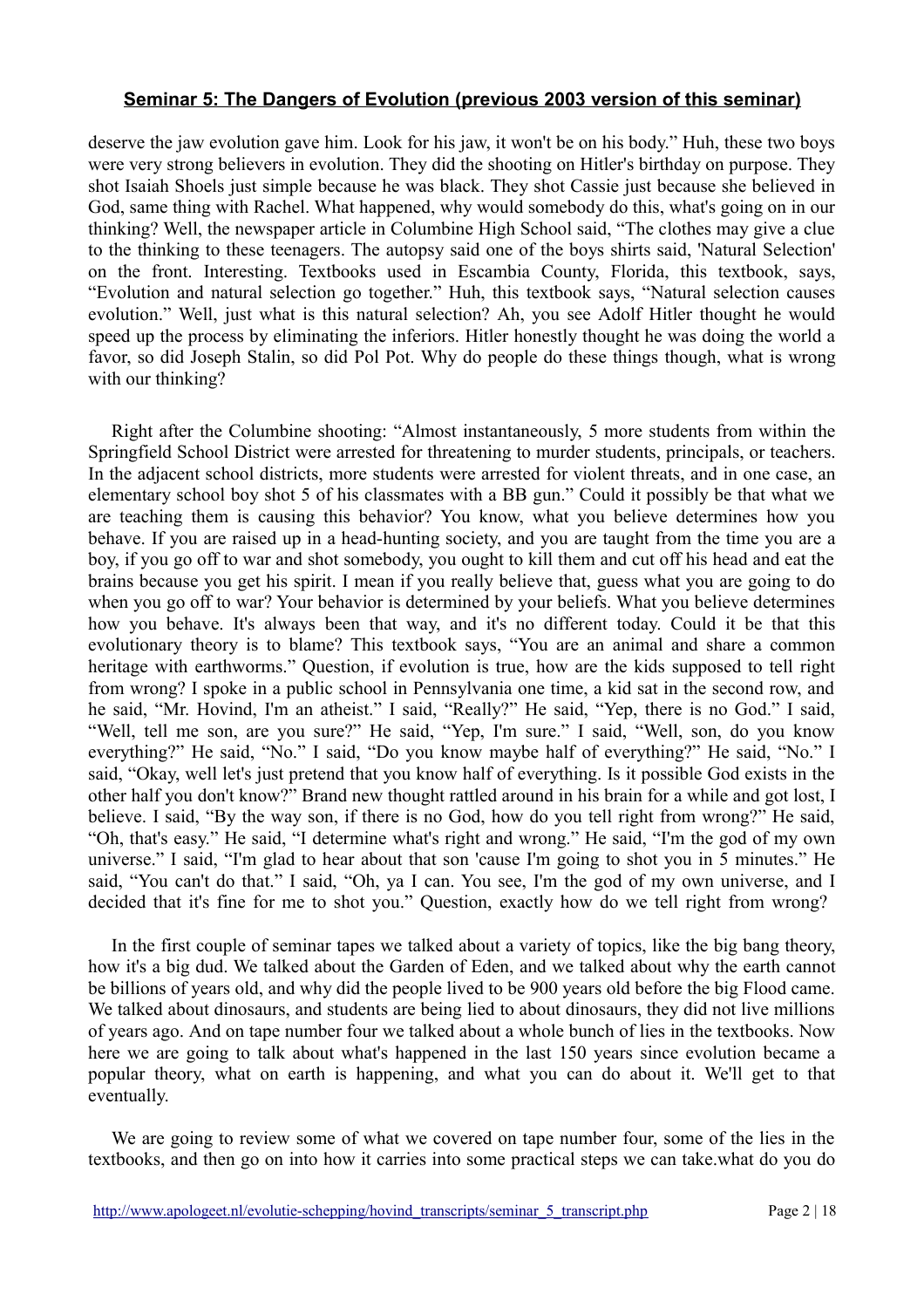## Seminar 5: The Dangers of Evolution (previous 2003 version of this seminar)

deserve the jaw evolution gave him. Look for his jaw, it won't be on his body." Huh, these two boys were very strong believers in evolution. They did the shooting on Hitler's birthday on purpose. They shot Isaiah Shoels just simple because he was black. They shot Cassie just because she believed in God, same thing with Rachel. What happened, why would somebody do this, what's going on in our thinking? Well, the newspaper article in Columbine High School said, "The clothes may give a clue to the thinking to these teenagers. The autopsy said one of the boys shirts said, 'Natural Selection' on the front. Interesting. Textbooks used in Escambia County, Florida, this textbook, says, "Evolution and natural selection go together." Huh, this textbook says, "Natural selection causes evolution." Well, just what is this natural selection? Ah, you see Adolf Hitler thought he would speed up the process by eliminating the inferiors. Hitler honestly thought he was doing the world a favor, so did Joseph Stalin, so did Pol Pot. Why do people do these things though, what is wrong with our thinking?

Right after the Columbine shooting: "Almost instantaneously, 5 more students from within the Springfield School District were arrested for threatening to murder students, principals, or teachers. In the adjacent school districts, more students were arrested for violent threats, and in one case, an elementary school boy shot 5 of his classmates with a BB gun." Could it possibly be that what we are teaching them is causing this behavior? You know, what you believe determines how you behave. If you are raised up in a head-hunting society, and you are taught from the time you are a boy, if you go off to war and shot somebody, you ought to kill them and cut off his head and eat the brains because you get his spirit. I mean if you really believe that, guess what you are going to do when you go off to war? Your behavior is determined by your beliefs. What you believe determines how you behave. It's always been that way, and it's no different today. Could it be that this evolutionary theory is to blame? This textbook says, "You are an animal and share a common heritage with earthworms." Question, if evolution is true, how are the kids supposed to tell right from wrong? I spoke in a public school in Pennsylvania one time, a kid sat in the second row, and he said, "Mr. Hovind, I'm an atheist." I said, "Really?" He said, "Yep, there is no God." I said, "Well, tell me son, are you sure?" He said, "Yep, I'm sure." I said, "Well, son, do you know everything?" He said, "No." I said, "Do you know maybe half of everything?" He said, "No." I said, "Okay, well let's just pretend that you know half of everything. Is it possible God exists in the other half you don't know?" Brand new thought rattled around in his brain for a while and got lost, I believe. I said, "By the way son, if there is no God, how do you tell right from wrong?" He said, "Oh, that's easy." He said, "I determine what's right and wrong." He said, "I'm the god of my own universe." I said, "I'm glad to hear about that son 'cause I'm going to shot you in 5 minutes." He said, "You can't do that." I said, "Oh, ya I can. You see, I'm the god of my own universe, and I decided that it's fine for me to shot you." Question, exactly how do we tell right from wrong?

In the first couple of seminar tapes we talked about a variety of topics, like the big bang theory, how it's a big dud. We talked about the Garden of Eden, and we talked about why the earth cannot be billions of years old, and why did the people lived to be 900 years old before the big Flood came. We talked about dinosaurs, and students are being lied to about dinosaurs, they did not live millions of years ago. And on tape number four we talked about a whole bunch of lies in the textbooks. Now here we are going to talk about what's happened in the last 150 years since evolution became a popular theory, what on earth is happening, and what you can do about it. We'll get to that eventually.

We are going to review some of what we covered on tape number four, some of the lies in the textbooks, and then go on into how it carries into some practical steps we can take.what do you do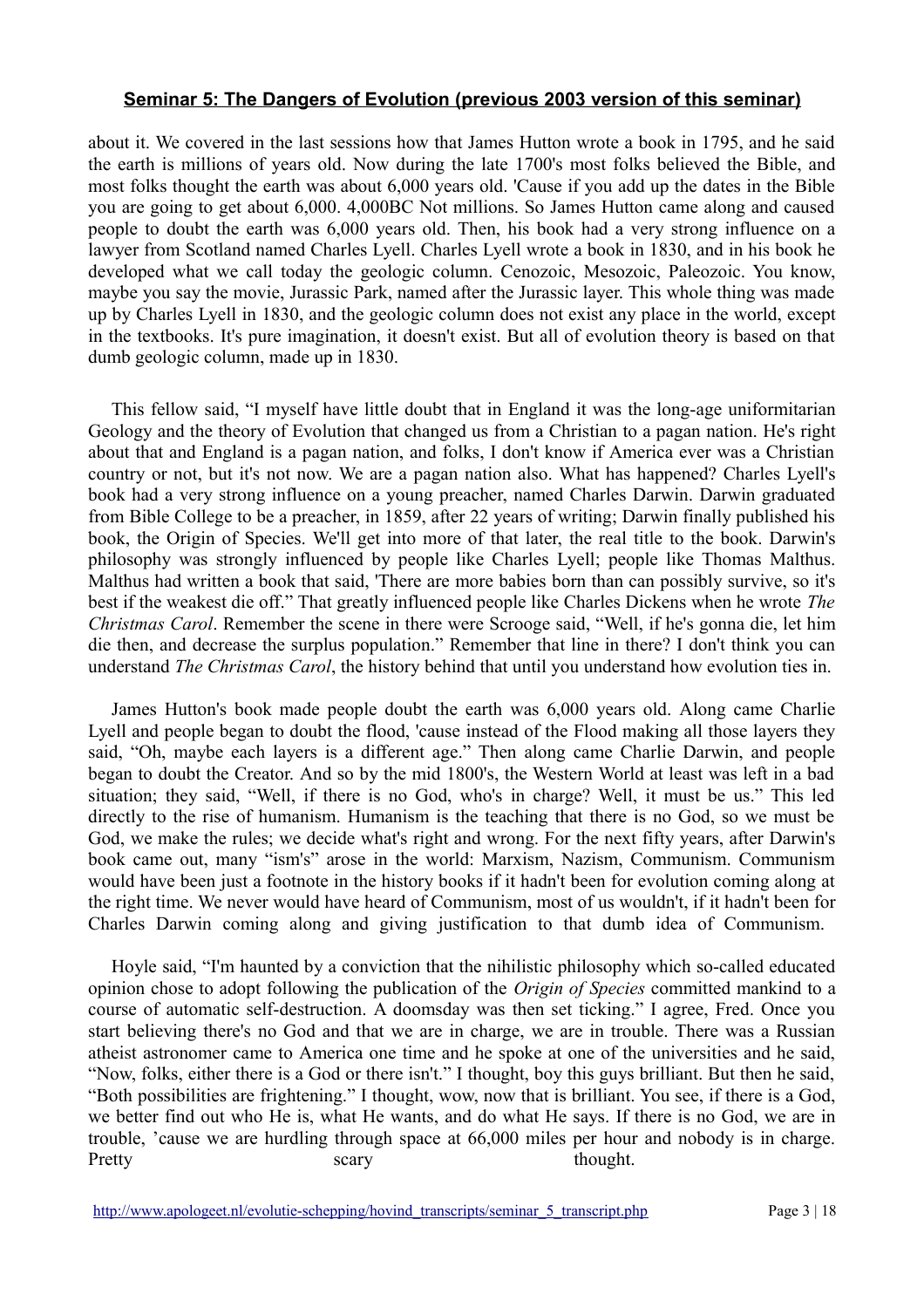**Seminar 5: The Dangers of Evolution (previous 2003 version of this seminar)**

about it. We covered in the last sessions how that James Hutton wrote a book in 1795, and he said the earth is millions of years old. Now during the late 1700's most folks believed the Bible, and most folks thought the earth was about 6,000 years old. 'Cause if you add up the dates in the Bible you are going to get about 6,000. 4,000BC Not millions. So James Hutton came along and caused people to doubt the earth was 6,000 years old. Then, his book had a very strong influence on a lawyer from Scotland named Charles Lyell. Charles Lyell wrote a book in 1830, and in his book he developed what we call today the geologic column. Cenozoic, Mesozoic, Paleozoic. You know, maybe you say the movie, Jurassic Park, named after the Jurassic layer. This whole thing was made up by Charles Lyell in 1830, and the geologic column does not exist any place in the world, except in the textbooks. It's pure imagination, it doesn't exist. But all of evolution theory is based on that dumb geologic column, made up in 1830.

This fellow said, "I myself have little doubt that in England it was the long-age uniformitarian Geology and the theory of Evolution that changed us from a Christian to a pagan nation. He's right about that and England is a pagan nation, and folks, I don't know if America ever was a Christian country or not, but it's not now. We are a pagan nation also. What has happened? Charles Lyell's book had a very strong influence on a young preacher, named Charles Darwin. Darwin graduated from Bible College to be a preacher, in 1859, after 22 years of writing; Darwin finally published his book, the Origin of Species. We'll get into more of that later, the real title to the book. Darwin's philosophy was strongly influenced by people like Charles Lyell; people like Thomas Malthus. Malthus had written a book that said, 'There are more babies born than can possibly survive, so it's best if the weakest die off." That greatly influenced people like Charles Dickens when he wrote *The Christmas Carol*. Remember the scene in there were Scrooge said, "Well, if he's gonna die, let him die then, and decrease the surplus population." Remember that line in there? I don't think you can understand *The Christmas Carol*, the history behind that until you understand how evolution ties in.

James Hutton's book made people doubt the earth was 6,000 years old. Along came Charlie Lyell and people began to doubt the flood, 'cause instead of the Flood making all those layers they said, "Oh, maybe each layers is a different age." Then along came Charlie Darwin, and people began to doubt the Creator. And so by the mid 1800's, the Western World at least was left in a bad situation; they said, "Well, if there is no God, who's in charge? Well, it must be us." This led directly to the rise of humanism. Humanism is the teaching that there is no God, so we must be God, we make the rules; we decide what's right and wrong. For the next fifty years, after Darwin's book came out, many "ism's" arose in the world: Marxism, Nazism, Communism. Communism would have been just a footnote in the history books if it hadn't been for evolution coming along at the right time. We never would have heard of Communism, most of us wouldn't, if it hadn't been for Charles Darwin coming along and giving justification to that dumb idea of Communism.

Hoyle said, "I'm haunted by a conviction that the nihilistic philosophy which so-called educated opinion chose to adopt following the publication of the *Origin of Species* committed mankind to a course of automatic self-destruction. A doomsday was then set ticking." I agree, Fred. Once you start believing there's no God and that we are in charge, we are in trouble. There was a Russian atheist astronomer came to America one time and he spoke at one of the universities and he said, "Now, folks, either there is a God or there isn't." I thought, boy this guys brilliant. But then he said, "Both possibilities are frightening." I thought, wow, now that is brilliant. You see, if there is a God, we better find out who He is, what He wants, and do what He says. If there is no God, we are in trouble, 'cause we are hurdling through space at 66,000 miles per hour and nobody is in charge. Pretty scary thought.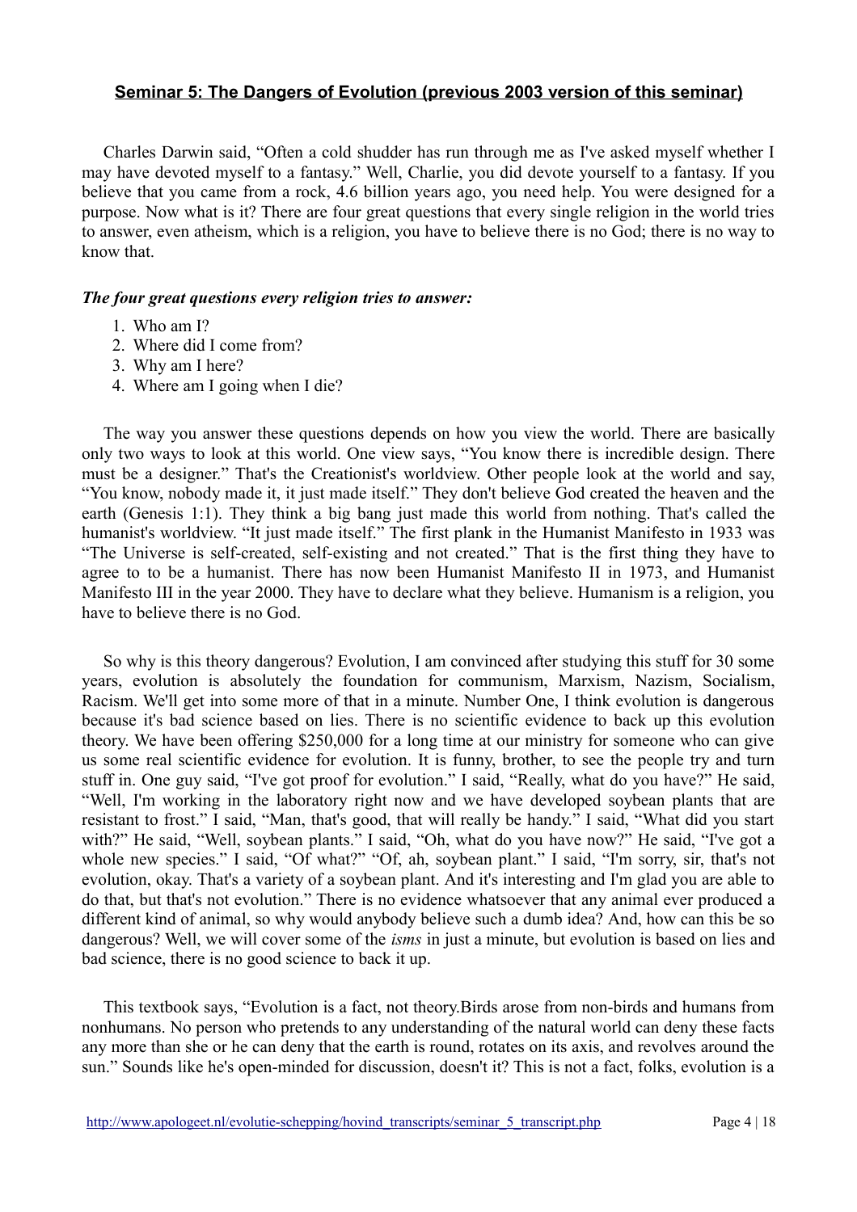## Seminar 5: The Dangers of Evolution (previous 2003 version of this seminar)

Charles Darwin said, "Often a cold shudder has run through me as I've asked myself whether I may have devoted myself to a fantasy." Well, Charlie, you did devote yourself to a fantasy. If you believe that you came from a rock, 4.6 billion years ago, you need help. You were designed for a purpose. Now what is it? There are four great questions that every single religion in the world tries to answer, even atheism, which is a religion, you have to believe there is no God; there is no way to know that.

***The four great questions every religion tries to answer:***

1. Who am I?
2. Where did I come from?
3. Why am I here?
4. Where am I going when I die?

The way you answer these questions depends on how you view the world. There are basically only two ways to look at this world. One view says, "You know there is incredible design. There must be a designer." That's the Creationist's worldview. Other people look at the world and say, "You know, nobody made it, it just made itself." They don't believe God created the heaven and the earth (Genesis 1:1). They think a big bang just made this world from nothing. That's called the humanist's worldview. "It just made itself." The first plank in the Humanist Manifesto in 1933 was "The Universe is self-created, self-existing and not created." That is the first thing they have to agree to to be a humanist. There has now been Humanist Manifesto II in 1973, and Humanist Manifesto III in the year 2000. They have to declare what they believe. Humanism is a religion, you have to believe there is no God.

So why is this theory dangerous? Evolution, I am convinced after studying this stuff for 30 some years, evolution is absolutely the foundation for communism, Marxism, Nazism, Socialism, Racism. We'll get into some more of that in a minute. Number One, I think evolution is dangerous because it's bad science based on lies. There is no scientific evidence to back up this evolution theory. We have been offering $250,000 for a long time at our ministry for someone who can give us some real scientific evidence for evolution. It is funny, brother, to see the people try and turn stuff in. One guy said, "I've got proof for evolution." I said, "Really, what do you have?" He said, "Well, I'm working in the laboratory right now and we have developed soybean plants that are resistant to frost." I said, "Man, that's good, that will really be handy." I said, "What did you start with?" He said, "Well, soybean plants." I said, "Oh, what do you have now?" He said, "I've got a whole new species." I said, "Of what?" "Of, ah, soybean plant." I said, "I'm sorry, sir, that's not evolution, okay. That's a variety of a soybean plant. And it's interesting and I'm glad you are able to do that, but that's not evolution." There is no evidence whatsoever that any animal ever produced a different kind of animal, so why would anybody believe such a dumb idea? And, how can this be so dangerous? Well, we will cover some of the *isms* in just a minute, but evolution is based on lies and bad science, there is no good science to back it up.

This textbook says, "Evolution is a fact, not theory.Birds arose from non-birds and humans from nonhumans. No person who pretends to any understanding of the natural world can deny these facts any more than she or he can deny that the earth is round, rotates on its axis, and revolves around the sun." Sounds like he's open-minded for discussion, doesn't it? This is not a fact, folks, evolution is a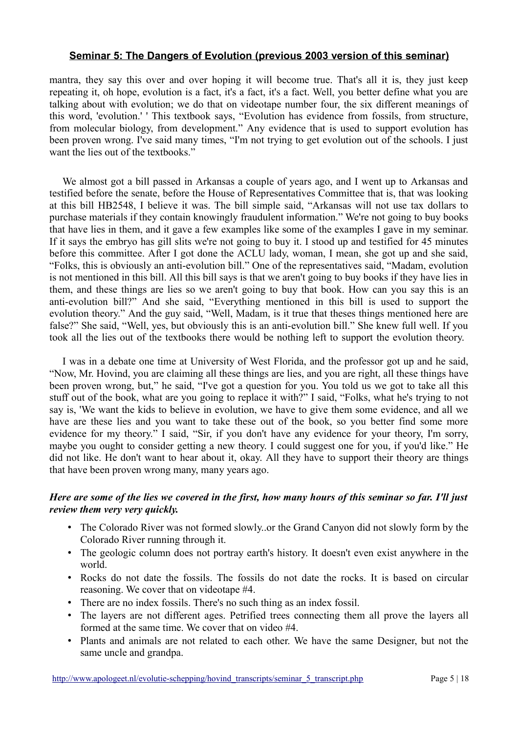## Seminar 5: The Dangers of Evolution (previous 2003 version of this seminar)

mantra, they say this over and over hoping it will become true. That's all it is, they just keep repeating it, oh hope, evolution is a fact, it's a fact, it's a fact. Well, you better define what you are talking about with evolution; we do that on videotape number four, the six different meanings of this word, 'evolution.' ' This textbook says, "Evolution has evidence from fossils, from structure, from molecular biology, from development." Any evidence that is used to support evolution has been proven wrong. I've said many times, "I'm not trying to get evolution out of the schools. I just want the lies out of the textbooks."

We almost got a bill passed in Arkansas a couple of years ago, and I went up to Arkansas and testified before the senate, before the House of Representatives Committee that is, that was looking at this bill HB2548, I believe it was. The bill simple said, "Arkansas will not use tax dollars to purchase materials if they contain knowingly fraudulent information." We're not going to buy books that have lies in them, and it gave a few examples like some of the examples I gave in my seminar. If it says the embryo has gill slits we're not going to buy it. I stood up and testified for 45 minutes before this committee. After I got done the ACLU lady, woman, I mean, she got up and she said, "Folks, this is obviously an anti-evolution bill." One of the representatives said, "Madam, evolution is not mentioned in this bill. All this bill says is that we aren't going to buy books if they have lies in them, and these things are lies so we aren't going to buy that book. How can you say this is an anti-evolution bill?" And she said, "Everything mentioned in this bill is used to support the evolution theory." And the guy said, "Well, Madam, is it true that theses things mentioned here are false?" She said, "Well, yes, but obviously this is an anti-evolution bill." She knew full well. If you took all the lies out of the textbooks there would be nothing left to support the evolution theory.

I was in a debate one time at University of West Florida, and the professor got up and he said, "Now, Mr. Hovind, you are claiming all these things are lies, and you are right, all these things have been proven wrong, but," he said, "I've got a question for you. You told us we got to take all this stuff out of the book, what are you going to replace it with?" I said, "Folks, what he's trying to not say is, 'We want the kids to believe in evolution, we have to give them some evidence, and all we have are these lies and you want to take these out of the book, so you better find some more evidence for my theory." I said, "Sir, if you don't have any evidence for your theory, I'm sorry, maybe you ought to consider getting a new theory. I could suggest one for you, if you'd like." He did not like. He don't want to hear about it, okay. All they have to support their theory are things that have been proven wrong many, many years ago.

***Here are some of the lies we covered in the first, how many hours of this seminar so far. I'll just review them very very quickly.***

- The Colorado River was not formed slowly..or the Grand Canyon did not slowly form by the Colorado River running through it.
- The geologic column does not portray earth's history. It doesn't even exist anywhere in the world.
- Rocks do not date the fossils. The fossils do not date the rocks. It is based on circular reasoning. We cover that on videotape #4.
- There are no index fossils. There's no such thing as an index fossil.
- The layers are not different ages. Petrified trees connecting them all prove the layers all formed at the same time. We cover that on video #4.
- Plants and animals are not related to each other. We have the same Designer, but not the same uncle and grandpa.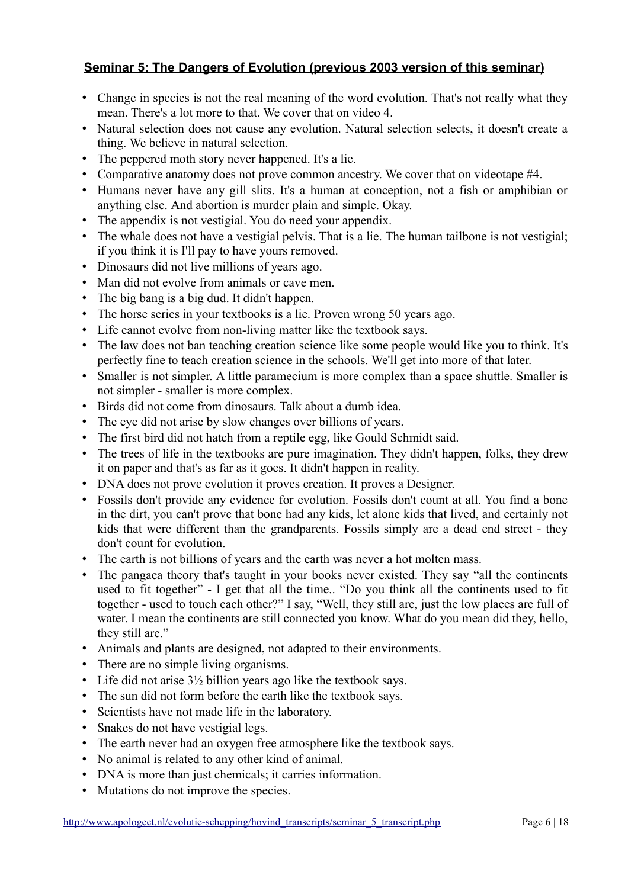## Seminar 5: The Dangers of Evolution (previous 2003 version of this seminar)

- Change in species is not the real meaning of the word evolution. That's not really what they mean. There's a lot more to that. We cover that on video 4.
- Natural selection does not cause any evolution. Natural selection selects, it doesn't create a thing. We believe in natural selection.
- The peppered moth story never happened. It's a lie.
- Comparative anatomy does not prove common ancestry. We cover that on videotape #4.
- Humans never have any gill slits. It's a human at conception, not a fish or amphibian or anything else. And abortion is murder plain and simple. Okay.
- The appendix is not vestigial. You do need your appendix.
- The whale does not have a vestigial pelvis. That is a lie. The human tailbone is not vestigial; if you think it is I'll pay to have yours removed.
- Dinosaurs did not live millions of years ago.
- Man did not evolve from animals or cave men.
- The big bang is a big dud. It didn't happen.
- The horse series in your textbooks is a lie. Proven wrong 50 years ago.
- Life cannot evolve from non-living matter like the textbook says.
- The law does not ban teaching creation science like some people would like you to think. It's perfectly fine to teach creation science in the schools. We'll get into more of that later.
- Smaller is not simpler. A little paramecium is more complex than a space shuttle. Smaller is not simpler - smaller is more complex.
- Birds did not come from dinosaurs. Talk about a dumb idea.
- The eye did not arise by slow changes over billions of years.
- The first bird did not hatch from a reptile egg, like Gould Schmidt said.
- The trees of life in the textbooks are pure imagination. They didn't happen, folks, they drew it on paper and that's as far as it goes. It didn't happen in reality.
- DNA does not prove evolution it proves creation. It proves a Designer.
- Fossils don't provide any evidence for evolution. Fossils don't count at all. You find a bone in the dirt, you can't prove that bone had any kids, let alone kids that lived, and certainly not kids that were different than the grandparents. Fossils simply are a dead end street - they don't count for evolution.
- The earth is not billions of years and the earth was never a hot molten mass.
- The pangaea theory that's taught in your books never existed. They say "all the continents used to fit together" - I get that all the time.. "Do you think all the continents used to fit together - used to touch each other?" I say, "Well, they still are, just the low places are full of water. I mean the continents are still connected you know. What do you mean did they, hello, they still are."
- Animals and plants are designed, not adapted to their environments.
- There are no simple living organisms.
- Life did not arise 3½ billion years ago like the textbook says.
- The sun did not form before the earth like the textbook says.
- Scientists have not made life in the laboratory.
- Snakes do not have vestigial legs.
- The earth never had an oxygen free atmosphere like the textbook says.
- No animal is related to any other kind of animal.
- DNA is more than just chemicals; it carries information.
- Mutations do not improve the species.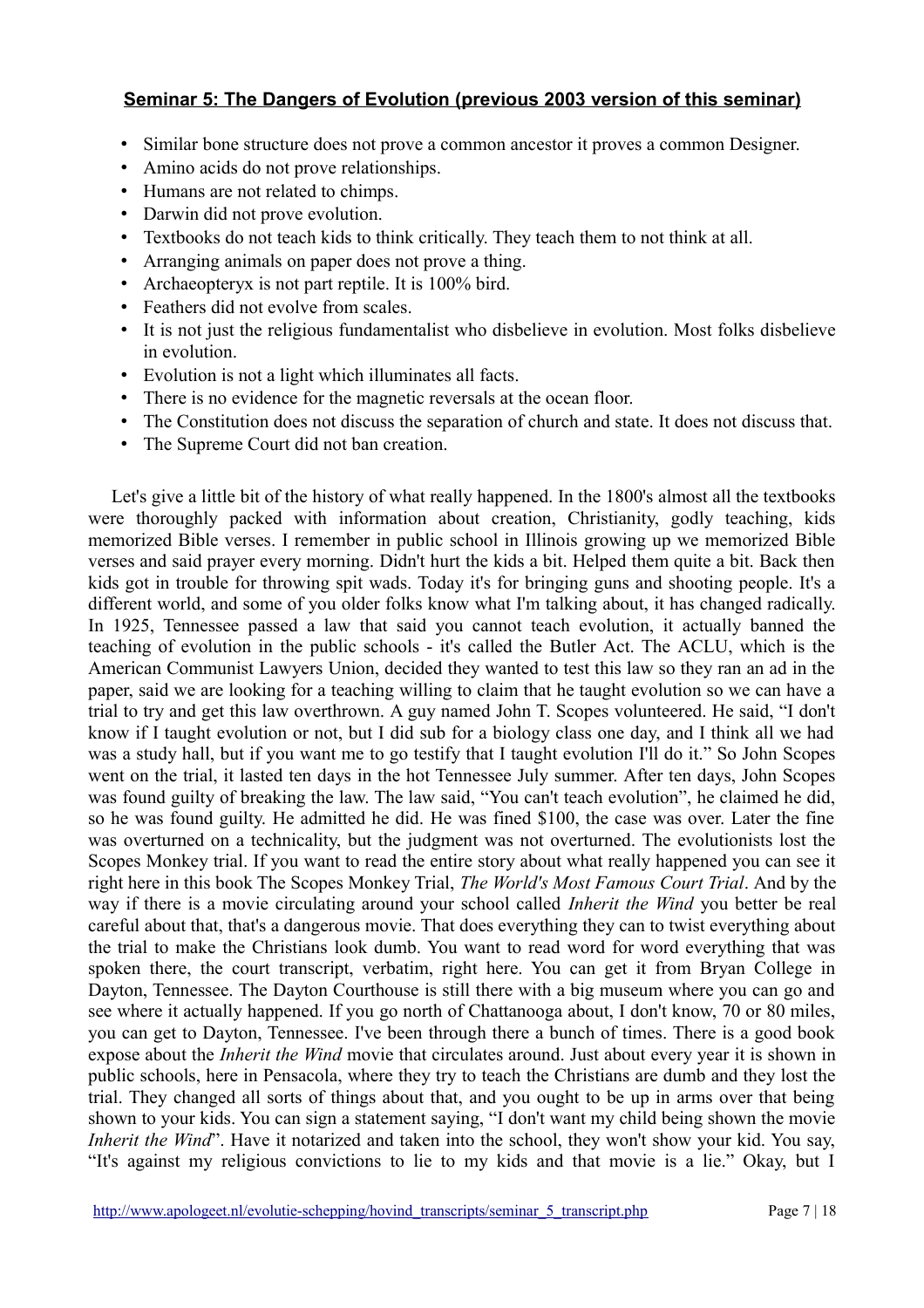## **Seminar 5: The Dangers of Evolution (previous 2003 version of this seminar)**

- Similar bone structure does not prove a common ancestor it proves a common Designer.
- Amino acids do not prove relationships.
- Humans are not related to chimps.
- Darwin did not prove evolution.
- Textbooks do not teach kids to think critically. They teach them to not think at all.
- Arranging animals on paper does not prove a thing.
- Archaeopteryx is not part reptile. It is 100% bird.
- Feathers did not evolve from scales.
- It is not just the religious fundamentalist who disbelieve in evolution. Most folks disbelieve in evolution.
- Evolution is not a light which illuminates all facts.
- There is no evidence for the magnetic reversals at the ocean floor.
- The Constitution does not discuss the separation of church and state. It does not discuss that.
- The Supreme Court did not ban creation.

Let's give a little bit of the history of what really happened. In the 1800's almost all the textbooks were thoroughly packed with information about creation, Christianity, godly teaching, kids memorized Bible verses. I remember in public school in Illinois growing up we memorized Bible verses and said prayer every morning. Didn't hurt the kids a bit. Helped them quite a bit. Back then kids got in trouble for throwing spit wads. Today it's for bringing guns and shooting people. It's a different world, and some of you older folks know what I'm talking about, it has changed radically. In 1925, Tennessee passed a law that said you cannot teach evolution, it actually banned the teaching of evolution in the public schools - it's called the Butler Act. The ACLU, which is the American Communist Lawyers Union, decided they wanted to test this law so they ran an ad in the paper, said we are looking for a teaching willing to claim that he taught evolution so we can have a trial to try and get this law overthrown. A guy named John T. Scopes volunteered. He said, "I don't know if I taught evolution or not, but I did sub for a biology class one day, and I think all we had was a study hall, but if you want me to go testify that I taught evolution I'll do it." So John Scopes went on the trial, it lasted ten days in the hot Tennessee July summer. After ten days, John Scopes was found guilty of breaking the law. The law said, "You can't teach evolution", he claimed he did, so he was found guilty. He admitted he did. He was fined $100, the case was over. Later the fine was overturned on a technicality, but the judgment was not overturned. The evolutionists lost the Scopes Monkey trial. If you want to read the entire story about what really happened you can see it right here in this book The Scopes Monkey Trial, *The World's Most Famous Court Trial*. And by the way if there is a movie circulating around your school called *Inherit the Wind* you better be real careful about that, that's a dangerous movie. That does everything they can to twist everything about the trial to make the Christians look dumb. You want to read word for word everything that was spoken there, the court transcript, verbatim, right here. You can get it from Bryan College in Dayton, Tennessee. The Dayton Courthouse is still there with a big museum where you can go and see where it actually happened. If you go north of Chattanooga about, I don't know, 70 or 80 miles, you can get to Dayton, Tennessee. I've been through there a bunch of times. There is a good book expose about the *Inherit the Wind* movie that circulates around. Just about every year it is shown in public schools, here in Pensacola, where they try to teach the Christians are dumb and they lost the trial. They changed all sorts of things about that, and you ought to be up in arms over that being shown to your kids. You can sign a statement saying, "I don't want my child being shown the movie *Inherit the Wind*". Have it notarized and taken into the school, they won't show your kid. You say, "It's against my religious convictions to lie to my kids and that movie is a lie." Okay, but I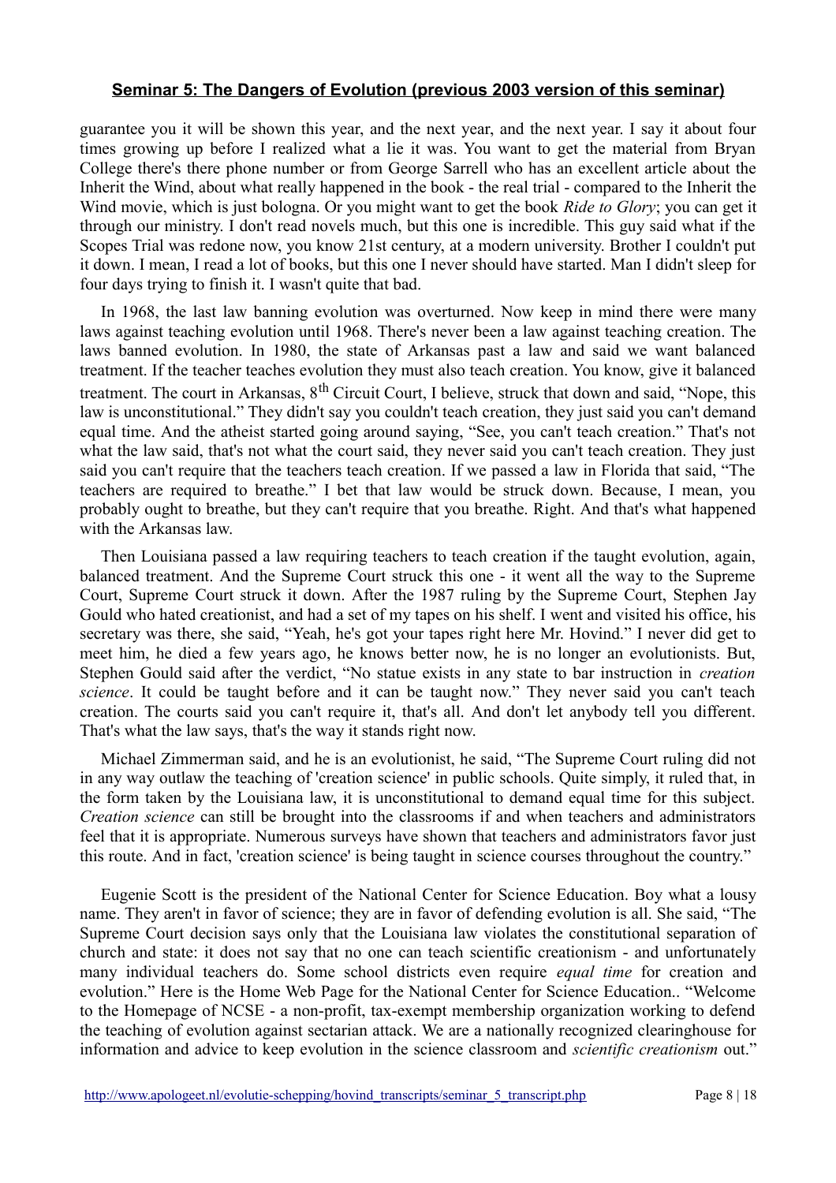guarantee you it will be shown this year, and the next year, and the next year. I say it about four times growing up before I realized what a lie it was. You want to get the material from Bryan College there's there phone number or from George Sarrell who has an excellent article about the Inherit the Wind, about what really happened in the book - the real trial - compared to the Inherit the Wind movie, which is just bologna. Or you might want to get the book *Ride to Glory*; you can get it through our ministry. I don't read novels much, but this one is incredible. This guy said what if the Scopes Trial was redone now, you know 21st century, at a modern university. Brother I couldn't put it down. I mean, I read a lot of books, but this one I never should have started. Man I didn't sleep for four days trying to finish it. I wasn't quite that bad.

In 1968, the last law banning evolution was overturned. Now keep in mind there were many laws against teaching evolution until 1968. There's never been a law against teaching creation. The laws banned evolution. In 1980, the state of Arkansas past a law and said we want balanced treatment. If the teacher teaches evolution they must also teach creation. You know, give it balanced treatment. The court in Arkansas, 8th Circuit Court, I believe, struck that down and said, "Nope, this law is unconstitutional." They didn't say you couldn't teach creation, they just said you can't demand equal time. And the atheist started going around saying, "See, you can't teach creation." That's not what the law said, that's not what the court said, they never said you can't teach creation. They just said you can't require that the teachers teach creation. If we passed a law in Florida that said, "The teachers are required to breathe." I bet that law would be struck down. Because, I mean, you probably ought to breathe, but they can't require that you breathe. Right. And that's what happened with the Arkansas law.

Then Louisiana passed a law requiring teachers to teach creation if the taught evolution, again, balanced treatment. And the Supreme Court struck this one - it went all the way to the Supreme Court, Supreme Court struck it down. After the 1987 ruling by the Supreme Court, Stephen Jay Gould who hated creationist, and had a set of my tapes on his shelf. I went and visited his office, his secretary was there, she said, "Yeah, he's got your tapes right here Mr. Hovind." I never did get to meet him, he died a few years ago, he knows better now, he is no longer an evolutionists. But, Stephen Gould said after the verdict, "No statue exists in any state to bar instruction in *creation science*. It could be taught before and it can be taught now." They never said you can't teach creation. The courts said you can't require it, that's all. And don't let anybody tell you different. That's what the law says, that's the way it stands right now.

Michael Zimmerman said, and he is an evolutionist, he said, "The Supreme Court ruling did not in any way outlaw the teaching of 'creation science' in public schools. Quite simply, it ruled that, in the form taken by the Louisiana law, it is unconstitutional to demand equal time for this subject. *Creation science* can still be brought into the classrooms if and when teachers and administrators feel that it is appropriate. Numerous surveys have shown that teachers and administrators favor just this route. And in fact, 'creation science' is being taught in science courses throughout the country."

Eugenie Scott is the president of the National Center for Science Education. Boy what a lousy name. They aren't in favor of science; they are in favor of defending evolution is all. She said, "The Supreme Court decision says only that the Louisiana law violates the constitutional separation of church and state: it does not say that no one can teach scientific creationism - and unfortunately many individual teachers do. Some school districts even require *equal time* for creation and evolution." Here is the Home Web Page for the National Center for Science Education.. "Welcome to the Homepage of NCSE - a non-profit, tax-exempt membership organization working to defend the teaching of evolution against sectarian attack. We are a nationally recognized clearinghouse for information and advice to keep evolution in the science classroom and *scientific creationism* out."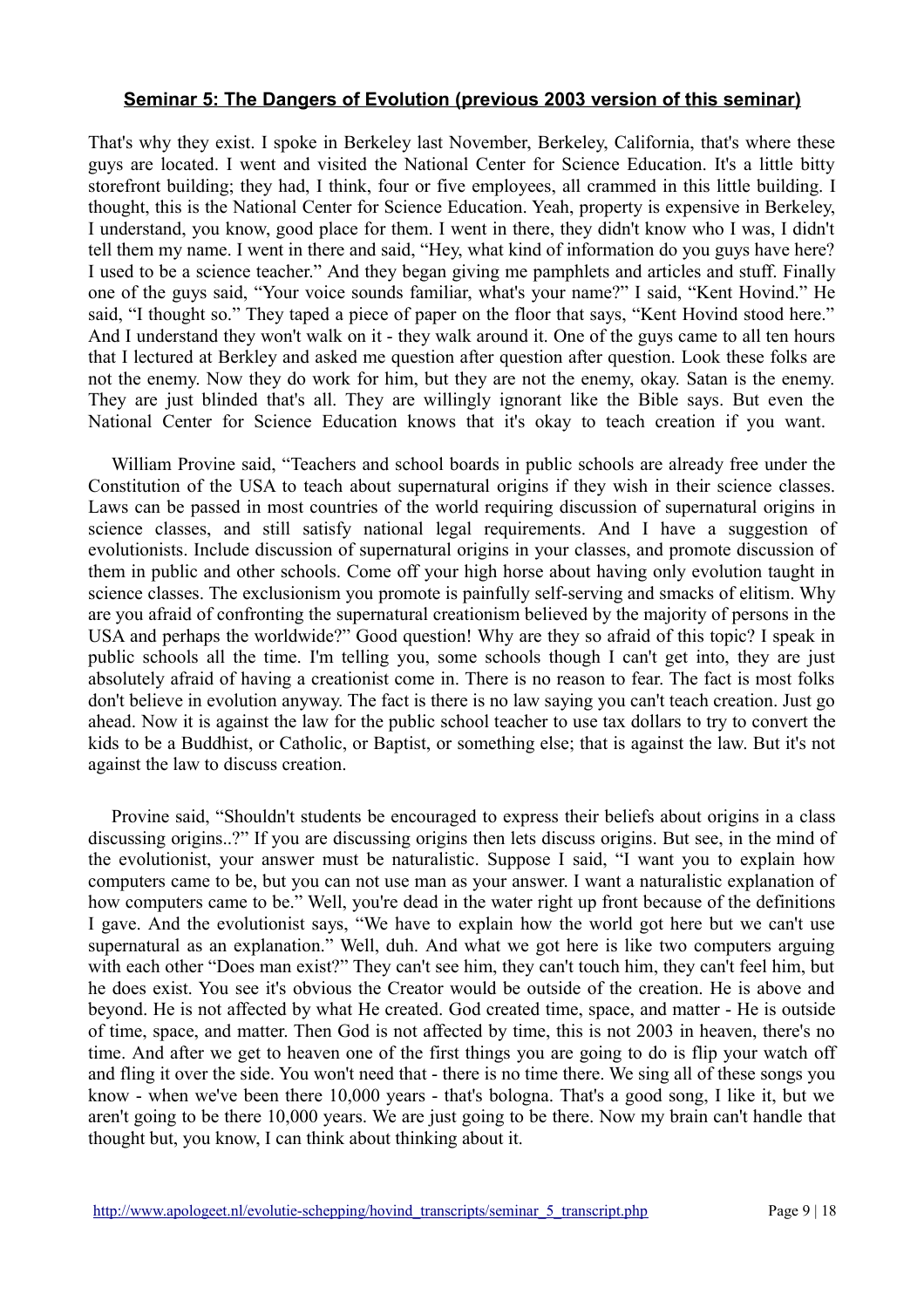## **Seminar 5: The Dangers of Evolution (previous 2003 version of this seminar)**

That's why they exist. I spoke in Berkeley last November, Berkeley, California, that's where these guys are located. I went and visited the National Center for Science Education. It's a little bitty storefront building; they had, I think, four or five employees, all crammed in this little building. I thought, this is the National Center for Science Education. Yeah, property is expensive in Berkeley, I understand, you know, good place for them. I went in there, they didn't know who I was, I didn't tell them my name. I went in there and said, "Hey, what kind of information do you guys have here? I used to be a science teacher." And they began giving me pamphlets and articles and stuff. Finally one of the guys said, "Your voice sounds familiar, what's your name?" I said, "Kent Hovind." He said, "I thought so." They taped a piece of paper on the floor that says, "Kent Hovind stood here." And I understand they won't walk on it - they walk around it. One of the guys came to all ten hours that I lectured at Berkley and asked me question after question after question. Look these folks are not the enemy. Now they do work for him, but they are not the enemy, okay. Satan is the enemy. They are just blinded that's all. They are willingly ignorant like the Bible says. But even the National Center for Science Education knows that it's okay to teach creation if you want.

William Provine said, "Teachers and school boards in public schools are already free under the Constitution of the USA to teach about supernatural origins if they wish in their science classes. Laws can be passed in most countries of the world requiring discussion of supernatural origins in science classes, and still satisfy national legal requirements. And I have a suggestion of evolutionists. Include discussion of supernatural origins in your classes, and promote discussion of them in public and other schools. Come off your high horse about having only evolution taught in science classes. The exclusionism you promote is painfully self-serving and smacks of elitism. Why are you afraid of confronting the supernatural creationism believed by the majority of persons in the USA and perhaps the worldwide?" Good question! Why are they so afraid of this topic? I speak in public schools all the time. I'm telling you, some schools though I can't get into, they are just absolutely afraid of having a creationist come in. There is no reason to fear. The fact is most folks don't believe in evolution anyway. The fact is there is no law saying you can't teach creation. Just go ahead. Now it is against the law for the public school teacher to use tax dollars to try to convert the kids to be a Buddhist, or Catholic, or Baptist, or something else; that is against the law. But it's not against the law to discuss creation.

Provine said, "Shouldn't students be encouraged to express their beliefs about origins in a class discussing origins..?" If you are discussing origins then lets discuss origins. But see, in the mind of the evolutionist, your answer must be naturalistic. Suppose I said, "I want you to explain how computers came to be, but you can not use man as your answer. I want a naturalistic explanation of how computers came to be." Well, you're dead in the water right up front because of the definitions I gave. And the evolutionist says, "We have to explain how the world got here but we can't use supernatural as an explanation." Well, duh. And what we got here is like two computers arguing with each other "Does man exist?" They can't see him, they can't touch him, they can't feel him, but he does exist. You see it's obvious the Creator would be outside of the creation. He is above and beyond. He is not affected by what He created. God created time, space, and matter - He is outside of time, space, and matter. Then God is not affected by time, this is not 2003 in heaven, there's no time. And after we get to heaven one of the first things you are going to do is flip your watch off and fling it over the side. You won't need that - there is no time there. We sing all of these songs you know - when we've been there 10,000 years - that's bologna. That's a good song, I like it, but we aren't going to be there 10,000 years. We are just going to be there. Now my brain can't handle that thought but, you know, I can think about thinking about it.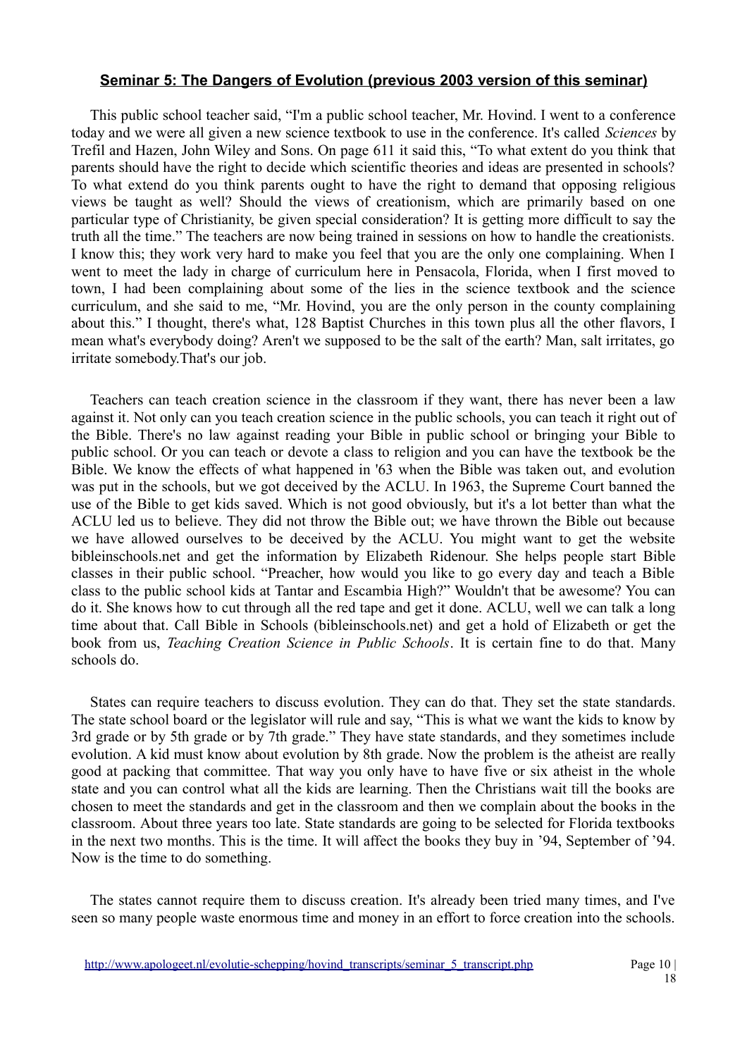## **Seminar 5: The Dangers of Evolution (previous 2003 version of this seminar)**

This public school teacher said, "I'm a public school teacher, Mr. Hovind. I went to a conference today and we were all given a new science textbook to use in the conference. It's called *Sciences* by Trefil and Hazen, John Wiley and Sons. On page 611 it said this, "To what extent do you think that parents should have the right to decide which scientific theories and ideas are presented in schools? To what extend do you think parents ought to have the right to demand that opposing religious views be taught as well? Should the views of creationism, which are primarily based on one particular type of Christianity, be given special consideration? It is getting more difficult to say the truth all the time." The teachers are now being trained in sessions on how to handle the creationists. I know this; they work very hard to make you feel that you are the only one complaining. When I went to meet the lady in charge of curriculum here in Pensacola, Florida, when I first moved to town, I had been complaining about some of the lies in the science textbook and the science curriculum, and she said to me, "Mr. Hovind, you are the only person in the county complaining about this." I thought, there's what, 128 Baptist Churches in this town plus all the other flavors, I mean what's everybody doing? Aren't we supposed to be the salt of the earth? Man, salt irritates, go irritate somebody.That's our job.

Teachers can teach creation science in the classroom if they want, there has never been a law against it. Not only can you teach creation science in the public schools, you can teach it right out of the Bible. There's no law against reading your Bible in public school or bringing your Bible to public school. Or you can teach or devote a class to religion and you can have the textbook be the Bible. We know the effects of what happened in '63 when the Bible was taken out, and evolution was put in the schools, but we got deceived by the ACLU. In 1963, the Supreme Court banned the use of the Bible to get kids saved. Which is not good obviously, but it's a lot better than what the ACLU led us to believe. They did not throw the Bible out; we have thrown the Bible out because we have allowed ourselves to be deceived by the ACLU. You might want to get the website bibleinschools.net and get the information by Elizabeth Ridenour. She helps people start Bible classes in their public school. "Preacher, how would you like to go every day and teach a Bible class to the public school kids at Tantar and Escambia High?" Wouldn't that be awesome? You can do it. She knows how to cut through all the red tape and get it done. ACLU, well we can talk a long time about that. Call Bible in Schools (bibleinschools.net) and get a hold of Elizabeth or get the book from us, *Teaching Creation Science in Public Schools*. It is certain fine to do that. Many schools do.

States can require teachers to discuss evolution. They can do that. They set the state standards. The state school board or the legislator will rule and say, "This is what we want the kids to know by 3rd grade or by 5th grade or by 7th grade." They have state standards, and they sometimes include evolution. A kid must know about evolution by 8th grade. Now the problem is the atheist are really good at packing that committee. That way you only have to have five or six atheist in the whole state and you can control what all the kids are learning. Then the Christians wait till the books are chosen to meet the standards and get in the classroom and then we complain about the books in the classroom. About three years too late. State standards are going to be selected for Florida textbooks in the next two months. This is the time. It will affect the books they buy in '94, September of '94. Now is the time to do something.

The states cannot require them to discuss creation. It's already been tried many times, and I've seen so many people waste enormous time and money in an effort to force creation into the schools.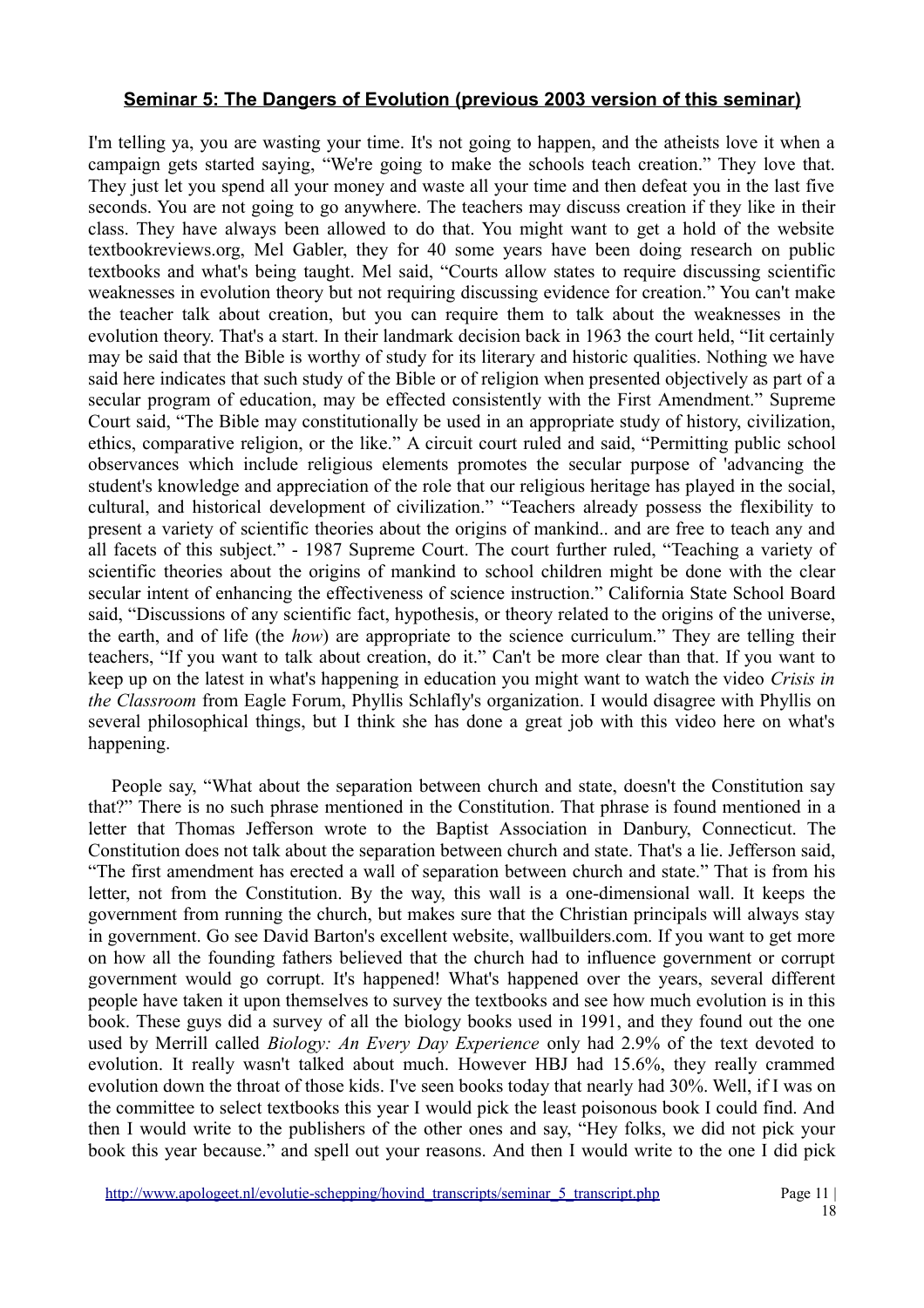## **Seminar 5: The Dangers of Evolution (previous 2003 version of this seminar)**

I'm telling ya, you are wasting your time. It's not going to happen, and the atheists love it when a campaign gets started saying, "We're going to make the schools teach creation." They love that. They just let you spend all your money and waste all your time and then defeat you in the last five seconds. You are not going to go anywhere. The teachers may discuss creation if they like in their class. They have always been allowed to do that. You might want to get a hold of the website textbookreviews.org, Mel Gabler, they for 40 some years have been doing research on public textbooks and what's being taught. Mel said, "Courts allow states to require discussing scientific weaknesses in evolution theory but not requiring discussing evidence for creation." You can't make the teacher talk about creation, but you can require them to talk about the weaknesses in the evolution theory. That's a start. In their landmark decision back in 1963 the court held, "Iit certainly may be said that the Bible is worthy of study for its literary and historic qualities. Nothing we have said here indicates that such study of the Bible or of religion when presented objectively as part of a secular program of education, may be effected consistently with the First Amendment." Supreme Court said, "The Bible may constitutionally be used in an appropriate study of history, civilization, ethics, comparative religion, or the like." A circuit court ruled and said, "Permitting public school observances which include religious elements promotes the secular purpose of 'advancing the student's knowledge and appreciation of the role that our religious heritage has played in the social, cultural, and historical development of civilization." "Teachers already possess the flexibility to present a variety of scientific theories about the origins of mankind.. and are free to teach any and all facets of this subject." - 1987 Supreme Court. The court further ruled, "Teaching a variety of scientific theories about the origins of mankind to school children might be done with the clear secular intent of enhancing the effectiveness of science instruction." California State School Board said, "Discussions of any scientific fact, hypothesis, or theory related to the origins of the universe, the earth, and of life (the *how*) are appropriate to the science curriculum." They are telling their teachers, "If you want to talk about creation, do it." Can't be more clear than that. If you want to keep up on the latest in what's happening in education you might want to watch the video *Crisis in the Classroom* from Eagle Forum, Phyllis Schlafly's organization. I would disagree with Phyllis on several philosophical things, but I think she has done a great job with this video here on what's happening.

People say, "What about the separation between church and state, doesn't the Constitution say that?" There is no such phrase mentioned in the Constitution. That phrase is found mentioned in a letter that Thomas Jefferson wrote to the Baptist Association in Danbury, Connecticut. The Constitution does not talk about the separation between church and state. That's a lie. Jefferson said, "The first amendment has erected a wall of separation between church and state." That is from his letter, not from the Constitution. By the way, this wall is a one-dimensional wall. It keeps the government from running the church, but makes sure that the Christian principals will always stay in government. Go see David Barton's excellent website, wallbuilders.com. If you want to get more on how all the founding fathers believed that the church had to influence government or corrupt government would go corrupt. It's happened! What's happened over the years, several different people have taken it upon themselves to survey the textbooks and see how much evolution is in this book. These guys did a survey of all the biology books used in 1991, and they found out the one used by Merrill called *Biology: An Every Day Experience* only had 2.9% of the text devoted to evolution. It really wasn't talked about much. However HBJ had 15.6%, they really crammed evolution down the throat of those kids. I've seen books today that nearly had 30%. Well, if I was on the committee to select textbooks this year I would pick the least poisonous book I could find. And then I would write to the publishers of the other ones and say, "Hey folks, we did not pick your book this year because." and spell out your reasons. And then I would write to the one I did pick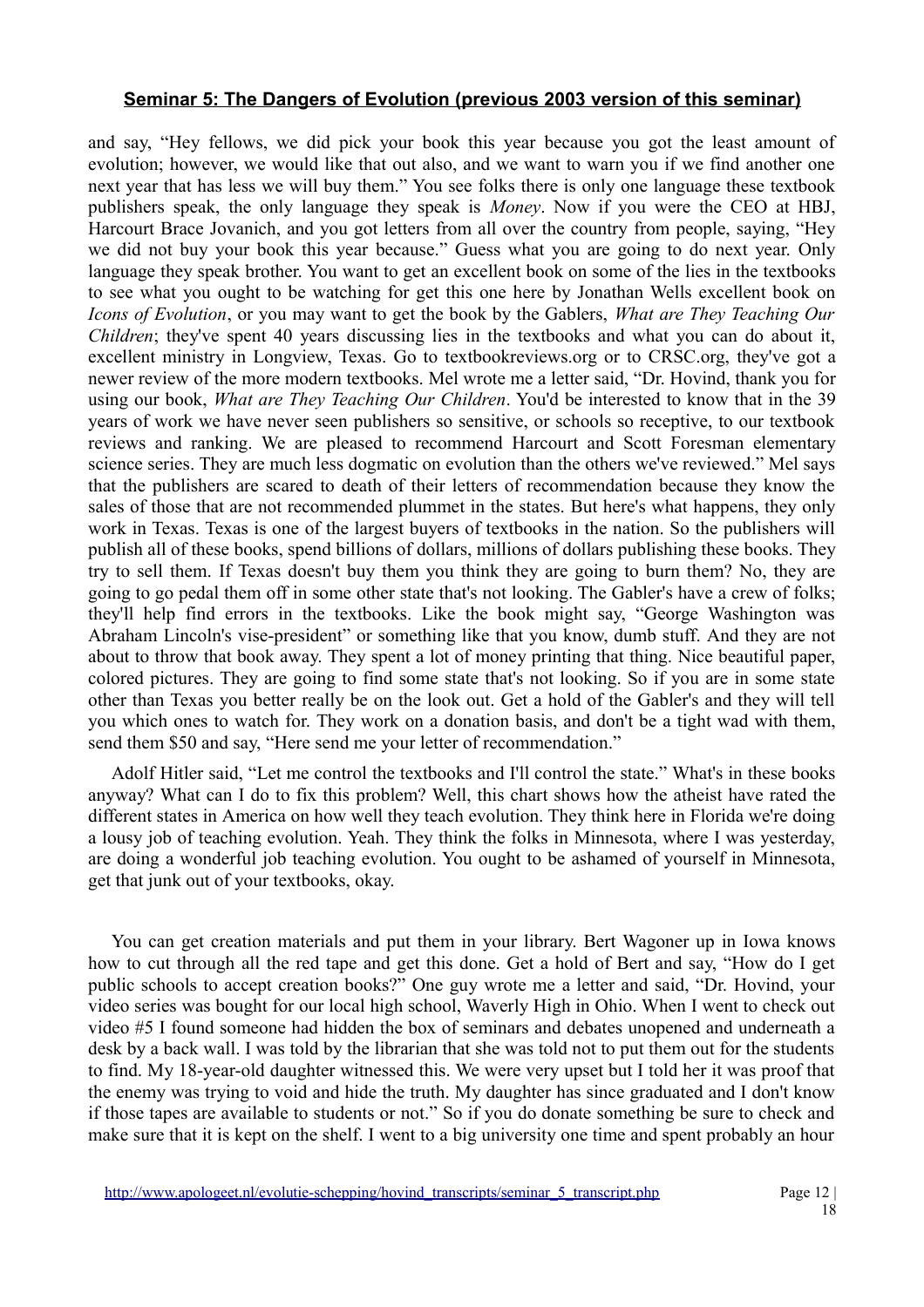**Seminar 5: The Dangers of Evolution (previous 2003 version of this seminar)**

and say, "Hey fellows, we did pick your book this year because you got the least amount of evolution; however, we would like that out also, and we want to warn you if we find another one next year that has less we will buy them." You see folks there is only one language these textbook publishers speak, the only language they speak is *Money*. Now if you were the CEO at HBJ, Harcourt Brace Jovanich, and you got letters from all over the country from people, saying, "Hey we did not buy your book this year because." Guess what you are going to do next year. Only language they speak brother. You want to get an excellent book on some of the lies in the textbooks to see what you ought to be watching for get this one here by Jonathan Wells excellent book on *Icons of Evolution*, or you may want to get the book by the Gablers, *What are They Teaching Our Children*; they've spent 40 years discussing lies in the textbooks and what you can do about it, excellent ministry in Longview, Texas. Go to textbookreviews.org or to CRSC.org, they've got a newer review of the more modern textbooks. Mel wrote me a letter said, "Dr. Hovind, thank you for using our book, *What are They Teaching Our Children*. You'd be interested to know that in the 39 years of work we have never seen publishers so sensitive, or schools so receptive, to our textbook reviews and ranking. We are pleased to recommend Harcourt and Scott Foresman elementary science series. They are much less dogmatic on evolution than the others we've reviewed." Mel says that the publishers are scared to death of their letters of recommendation because they know the sales of those that are not recommended plummet in the states. But here's what happens, they only work in Texas. Texas is one of the largest buyers of textbooks in the nation. So the publishers will publish all of these books, spend billions of dollars, millions of dollars publishing these books. They try to sell them. If Texas doesn't buy them you think they are going to burn them? No, they are going to go pedal them off in some other state that's not looking. The Gabler's have a crew of folks; they'll help find errors in the textbooks. Like the book might say, "George Washington was Abraham Lincoln's vise-president" or something like that you know, dumb stuff. And they are not about to throw that book away. They spent a lot of money printing that thing. Nice beautiful paper, colored pictures. They are going to find some state that's not looking. So if you are in some state other than Texas you better really be on the look out. Get a hold of the Gabler's and they will tell you which ones to watch for. They work on a donation basis, and don't be a tight wad with them, send them $50 and say, "Here send me your letter of recommendation."

Adolf Hitler said, "Let me control the textbooks and I'll control the state." What's in these books anyway? What can I do to fix this problem? Well, this chart shows how the atheist have rated the different states in America on how well they teach evolution. They think here in Florida we're doing a lousy job of teaching evolution. Yeah. They think the folks in Minnesota, where I was yesterday, are doing a wonderful job teaching evolution. You ought to be ashamed of yourself in Minnesota, get that junk out of your textbooks, okay.

You can get creation materials and put them in your library. Bert Wagoner up in Iowa knows how to cut through all the red tape and get this done. Get a hold of Bert and say, "How do I get public schools to accept creation books?" One guy wrote me a letter and said, "Dr. Hovind, your video series was bought for our local high school, Waverly High in Ohio. When I went to check out video #5 I found someone had hidden the box of seminars and debates unopened and underneath a desk by a back wall. I was told by the librarian that she was told not to put them out for the students to find. My 18-year-old daughter witnessed this. We were very upset but I told her it was proof that the enemy was trying to void and hide the truth. My daughter has since graduated and I don't know if those tapes are available to students or not." So if you do donate something be sure to check and make sure that it is kept on the shelf. I went to a big university one time and spent probably an hour

http://www.apologeet.nl/evolutie-schepping/hovind_transcripts/seminar_5_transcript.php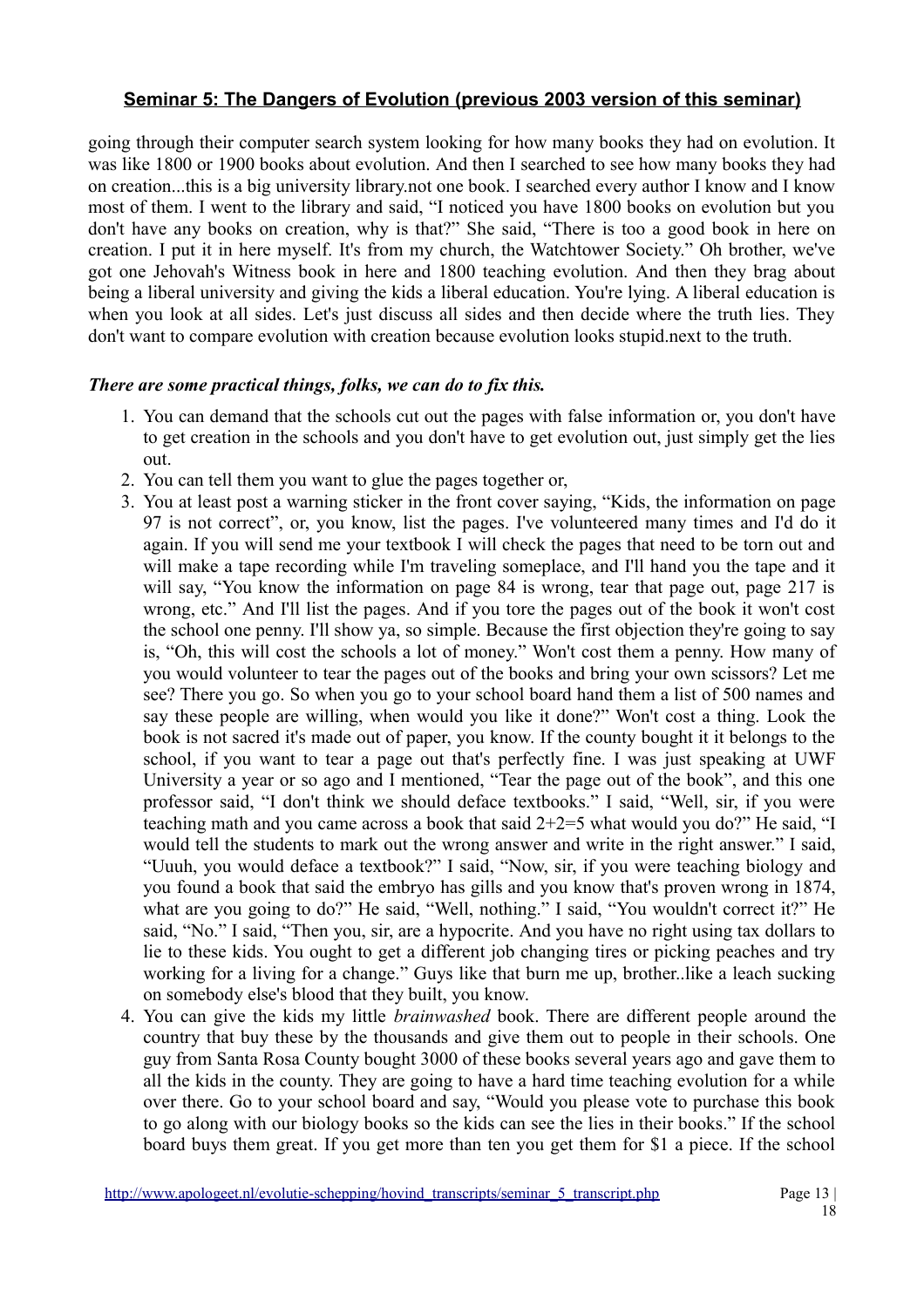## Seminar 5: The Dangers of Evolution (previous 2003 version of this seminar)

going through their computer search system looking for how many books they had on evolution. It was like 1800 or 1900 books about evolution. And then I searched to see how many books they had on creation...this is a big university library.not one book. I searched every author I know and I know most of them. I went to the library and said, "I noticed you have 1800 books on evolution but you don't have any books on creation, why is that?" She said, "There is too a good book in here on creation. I put it in here myself. It's from my church, the Watchtower Society." Oh brother, we've got one Jehovah's Witness book in here and 1800 teaching evolution. And then they brag about being a liberal university and giving the kids a liberal education. You're lying. A liberal education is when you look at all sides. Let's just discuss all sides and then decide where the truth lies. They don't want to compare evolution with creation because evolution looks stupid.next to the truth.

***There are some practical things, folks, we can do to fix this.***

1. You can demand that the schools cut out the pages with false information or, you don't have to get creation in the schools and you don't have to get evolution out, just simply get the lies out.
2. You can tell them you want to glue the pages together or,
3. You at least post a warning sticker in the front cover saying, "Kids, the information on page 97 is not correct", or, you know, list the pages. I've volunteered many times and I'd do it again. If you will send me your textbook I will check the pages that need to be torn out and will make a tape recording while I'm traveling someplace, and I'll hand you the tape and it will say, "You know the information on page 84 is wrong, tear that page out, page 217 is wrong, etc." And I'll list the pages. And if you tore the pages out of the book it won't cost the school one penny. I'll show ya, so simple. Because the first objection they're going to say is, "Oh, this will cost the schools a lot of money." Won't cost them a penny. How many of you would volunteer to tear the pages out of the books and bring your own scissors? Let me see? There you go. So when you go to your school board hand them a list of 500 names and say these people are willing, when would you like it done?" Won't cost a thing. Look the book is not sacred it's made out of paper, you know. If the county bought it it belongs to the school, if you want to tear a page out that's perfectly fine. I was just speaking at UWF University a year or so ago and I mentioned, "Tear the page out of the book", and this one professor said, "I don't think we should deface textbooks." I said, "Well, sir, if you were teaching math and you came across a book that said 2+2=5 what would you do?" He said, "I would tell the students to mark out the wrong answer and write in the right answer." I said, "Uuuh, you would deface a textbook?" I said, "Now, sir, if you were teaching biology and you found a book that said the embryo has gills and you know that's proven wrong in 1874, what are you going to do?" He said, "Well, nothing." I said, "You wouldn't correct it?" He said, "No." I said, "Then you, sir, are a hypocrite. And you have no right using tax dollars to lie to these kids. You ought to get a different job changing tires or picking peaches and try working for a living for a change." Guys like that burn me up, brother..like a leach sucking on somebody else's blood that they built, you know.
4. You can give the kids my little *brainwashed* book. There are different people around the country that buy these by the thousands and give them out to people in their schools. One guy from Santa Rosa County bought 3000 of these books several years ago and gave them to all the kids in the county. They are going to have a hard time teaching evolution for a while over there. Go to your school board and say, "Would you please vote to purchase this book to go along with our biology books so the kids can see the lies in their books." If the school board buys them great. If you get more than ten you get them for $1 a piece. If the school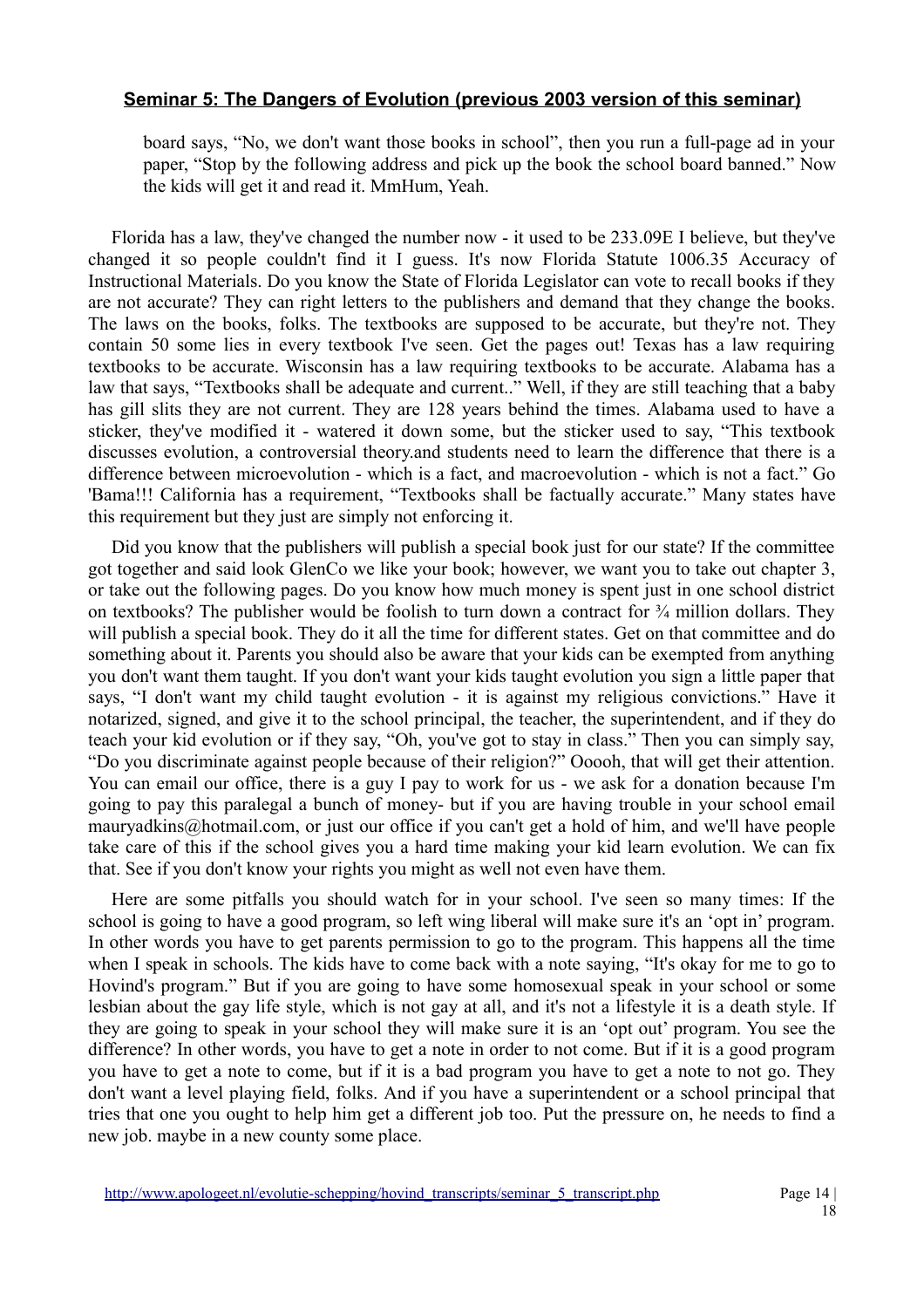board says, "No, we don't want those books in school", then you run a full-page ad in your paper, "Stop by the following address and pick up the book the school board banned." Now the kids will get it and read it. MmHum, Yeah.

Florida has a law, they've changed the number now - it used to be 233.09E I believe, but they've changed it so people couldn't find it I guess. It's now Florida Statute 1006.35 Accuracy of Instructional Materials. Do you know the State of Florida Legislator can vote to recall books if they are not accurate? They can right letters to the publishers and demand that they change the books. The laws on the books, folks. The textbooks are supposed to be accurate, but they're not. They contain 50 some lies in every textbook I've seen. Get the pages out! Texas has a law requiring textbooks to be accurate. Wisconsin has a law requiring textbooks to be accurate. Alabama has a law that says, "Textbooks shall be adequate and current.." Well, if they are still teaching that a baby has gill slits they are not current. They are 128 years behind the times. Alabama used to have a sticker, they've modified it - watered it down some, but the sticker used to say, "This textbook discusses evolution, a controversial theory.and students need to learn the difference that there is a difference between microevolution - which is a fact, and macroevolution - which is not a fact." Go 'Bama!!! California has a requirement, "Textbooks shall be factually accurate." Many states have this requirement but they just are simply not enforcing it.

Did you know that the publishers will publish a special book just for our state? If the committee got together and said look GlenCo we like your book; however, we want you to take out chapter 3, or take out the following pages. Do you know how much money is spent just in one school district on textbooks? The publisher would be foolish to turn down a contract for ¾ million dollars. They will publish a special book. They do it all the time for different states. Get on that committee and do something about it. Parents you should also be aware that your kids can be exempted from anything you don't want them taught. If you don't want your kids taught evolution you sign a little paper that says, "I don't want my child taught evolution - it is against my religious convictions." Have it notarized, signed, and give it to the school principal, the teacher, the superintendent, and if they do teach your kid evolution or if they say, "Oh, you've got to stay in class." Then you can simply say, "Do you discriminate against people because of their religion?" Ooooh, that will get their attention. You can email our office, there is a guy I pay to work for us - we ask for a donation because I'm going to pay this paralegal a bunch of money- but if you are having trouble in your school email mauryadkins@hotmail.com, or just our office if you can't get a hold of him, and we'll have people take care of this if the school gives you a hard time making your kid learn evolution. We can fix that. See if you don't know your rights you might as well not even have them.

Here are some pitfalls you should watch for in your school. I've seen so many times: If the school is going to have a good program, so left wing liberal will make sure it's an 'opt in' program. In other words you have to get parents permission to go to the program. This happens all the time when I speak in schools. The kids have to come back with a note saying, "It's okay for me to go to Hovind's program." But if you are going to have some homosexual speak in your school or some lesbian about the gay life style, which is not gay at all, and it's not a lifestyle it is a death style. If they are going to speak in your school they will make sure it is an 'opt out' program. You see the difference? In other words, you have to get a note in order to not come. But if it is a good program you have to get a note to come, but if it is a bad program you have to get a note to not go. They don't want a level playing field, folks. And if you have a superintendent or a school principal that tries that one you ought to help him get a different job too. Put the pressure on, he needs to find a new job. maybe in a new county some place.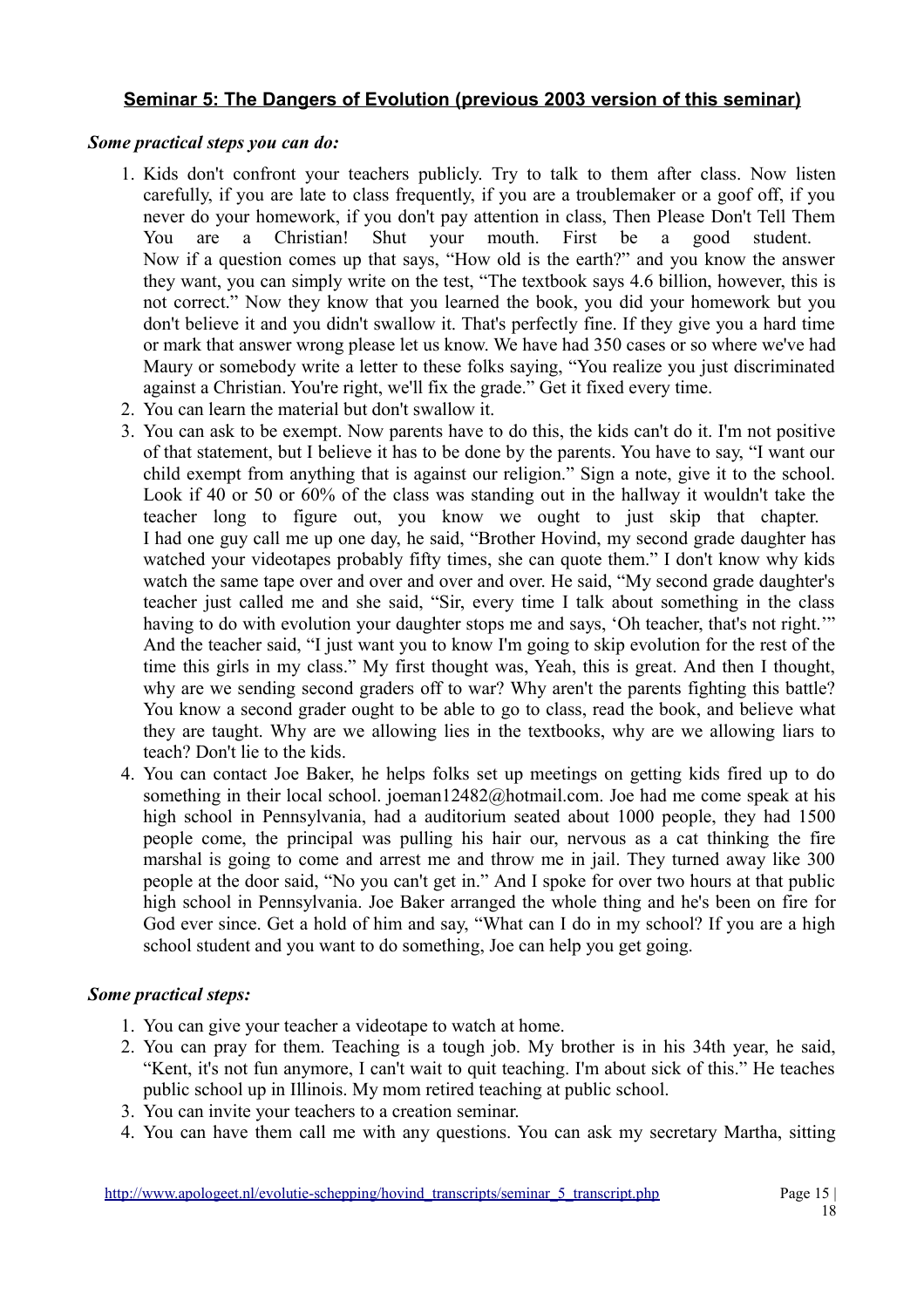## Seminar 5: The Dangers of Evolution (previous 2003 version of this seminar)

***Some practical steps you can do:***

1. Kids don't confront your teachers publicly. Try to talk to them after class. Now listen carefully, if you are late to class frequently, if you are a troublemaker or a goof off, if you never do your homework, if you don't pay attention in class, Then Please Don't Tell Them You are a Christian! Shut your mouth. First be a good student. Now if a question comes up that says, "How old is the earth?" and you know the answer they want, you can simply write on the test, "The textbook says 4.6 billion, however, this is not correct." Now they know that you learned the book, you did your homework but you don't believe it and you didn't swallow it. That's perfectly fine. If they give you a hard time or mark that answer wrong please let us know. We have had 350 cases or so where we've had Maury or somebody write a letter to these folks saying, "You realize you just discriminated against a Christian. You're right, we'll fix the grade." Get it fixed every time.
2. You can learn the material but don't swallow it.
3. You can ask to be exempt. Now parents have to do this, the kids can't do it. I'm not positive of that statement, but I believe it has to be done by the parents. You have to say, "I want our child exempt from anything that is against our religion." Sign a note, give it to the school. Look if 40 or 50 or 60% of the class was standing out in the hallway it wouldn't take the teacher long to figure out, you know we ought to just skip that chapter. I had one guy call me up one day, he said, "Brother Hovind, my second grade daughter has watched your videotapes probably fifty times, she can quote them." I don't know why kids watch the same tape over and over and over and over. He said, "My second grade daughter's teacher just called me and she said, "Sir, every time I talk about something in the class having to do with evolution your daughter stops me and says, 'Oh teacher, that's not right.'" And the teacher said, "I just want you to know I'm going to skip evolution for the rest of the time this girls in my class." My first thought was, Yeah, this is great. And then I thought, why are we sending second graders off to war? Why aren't the parents fighting this battle? You know a second grader ought to be able to go to class, read the book, and believe what they are taught. Why are we allowing lies in the textbooks, why are we allowing liars to teach? Don't lie to the kids.
4. You can contact Joe Baker, he helps folks set up meetings on getting kids fired up to do something in their local school. joeman12482@hotmail.com. Joe had me come speak at his high school in Pennsylvania, had a auditorium seated about 1000 people, they had 1500 people come, the principal was pulling his hair our, nervous as a cat thinking the fire marshal is going to come and arrest me and throw me in jail. They turned away like 300 people at the door said, "No you can't get in." And I spoke for over two hours at that public high school in Pennsylvania. Joe Baker arranged the whole thing and he's been on fire for God ever since. Get a hold of him and say, "What can I do in my school? If you are a high school student and you want to do something, Joe can help you get going.

***Some practical steps:***

1. You can give your teacher a videotape to watch at home.
2. You can pray for them. Teaching is a tough job. My brother is in his 34th year, he said, "Kent, it's not fun anymore, I can't wait to quit teaching. I'm about sick of this." He teaches public school up in Illinois. My mom retired teaching at public school.
3. You can invite your teachers to a creation seminar.
4. You can have them call me with any questions. You can ask my secretary Martha, sitting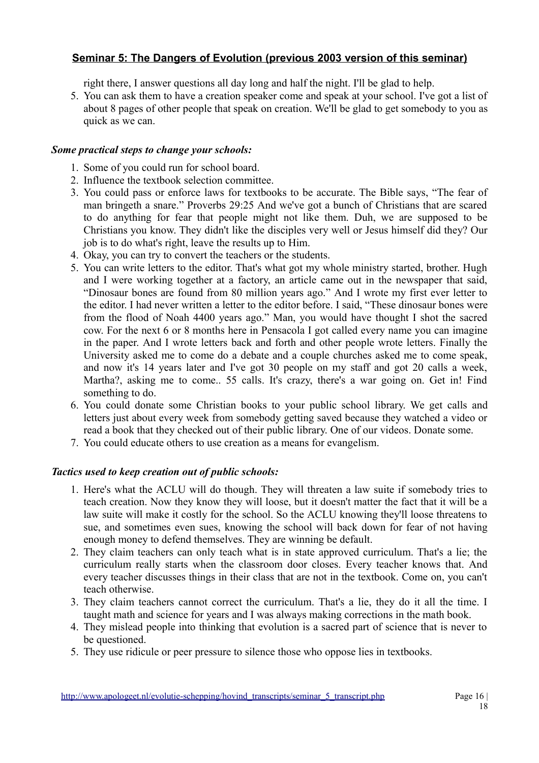right there, I answer questions all day long and half the night. I'll be glad to help.

5. You can ask them to have a creation speaker come and speak at your school. I've got a list of about 8 pages of other people that speak on creation. We'll be glad to get somebody to you as quick as we can.

***Some practical steps to change your schools:***

1. Some of you could run for school board.
2. Influence the textbook selection committee.
3. You could pass or enforce laws for textbooks to be accurate. The Bible says, "The fear of man bringeth a snare." Proverbs 29:25 And we've got a bunch of Christians that are scared to do anything for fear that people might not like them. Duh, we are supposed to be Christians you know. They didn't like the disciples very well or Jesus himself did they? Our job is to do what's right, leave the results up to Him.
4. Okay, you can try to convert the teachers or the students.
5. You can write letters to the editor. That's what got my whole ministry started, brother. Hugh and I were working together at a factory, an article came out in the newspaper that said, "Dinosaur bones are found from 80 million years ago." And I wrote my first ever letter to the editor. I had never written a letter to the editor before. I said, "These dinosaur bones were from the flood of Noah 4400 years ago." Man, you would have thought I shot the sacred cow. For the next 6 or 8 months here in Pensacola I got called every name you can imagine in the paper. And I wrote letters back and forth and other people wrote letters. Finally the University asked me to come do a debate and a couple churches asked me to come speak, and now it's 14 years later and I've got 30 people on my staff and got 20 calls a week, Martha?, asking me to come.. 55 calls. It's crazy, there's a war going on. Get in! Find something to do.
6. You could donate some Christian books to your public school library. We get calls and letters just about every week from somebody getting saved because they watched a video or read a book that they checked out of their public library. One of our videos. Donate some.
7. You could educate others to use creation as a means for evangelism.

***Tactics used to keep creation out of public schools:***

1. Here's what the ACLU will do though. They will threaten a law suite if somebody tries to teach creation. Now they know they will loose, but it doesn't matter the fact that it will be a law suite will make it costly for the school. So the ACLU knowing they'll loose threatens to sue, and sometimes even sues, knowing the school will back down for fear of not having enough money to defend themselves. They are winning be default.
2. They claim teachers can only teach what is in state approved curriculum. That's a lie; the curriculum really starts when the classroom door closes. Every teacher knows that. And every teacher discusses things in their class that are not in the textbook. Come on, you can't teach otherwise.
3. They claim teachers cannot correct the curriculum. That's a lie, they do it all the time. I taught math and science for years and I was always making corrections in the math book.
4. They mislead people into thinking that evolution is a sacred part of science that is never to be questioned.
5. They use ridicule or peer pressure to silence those who oppose lies in textbooks.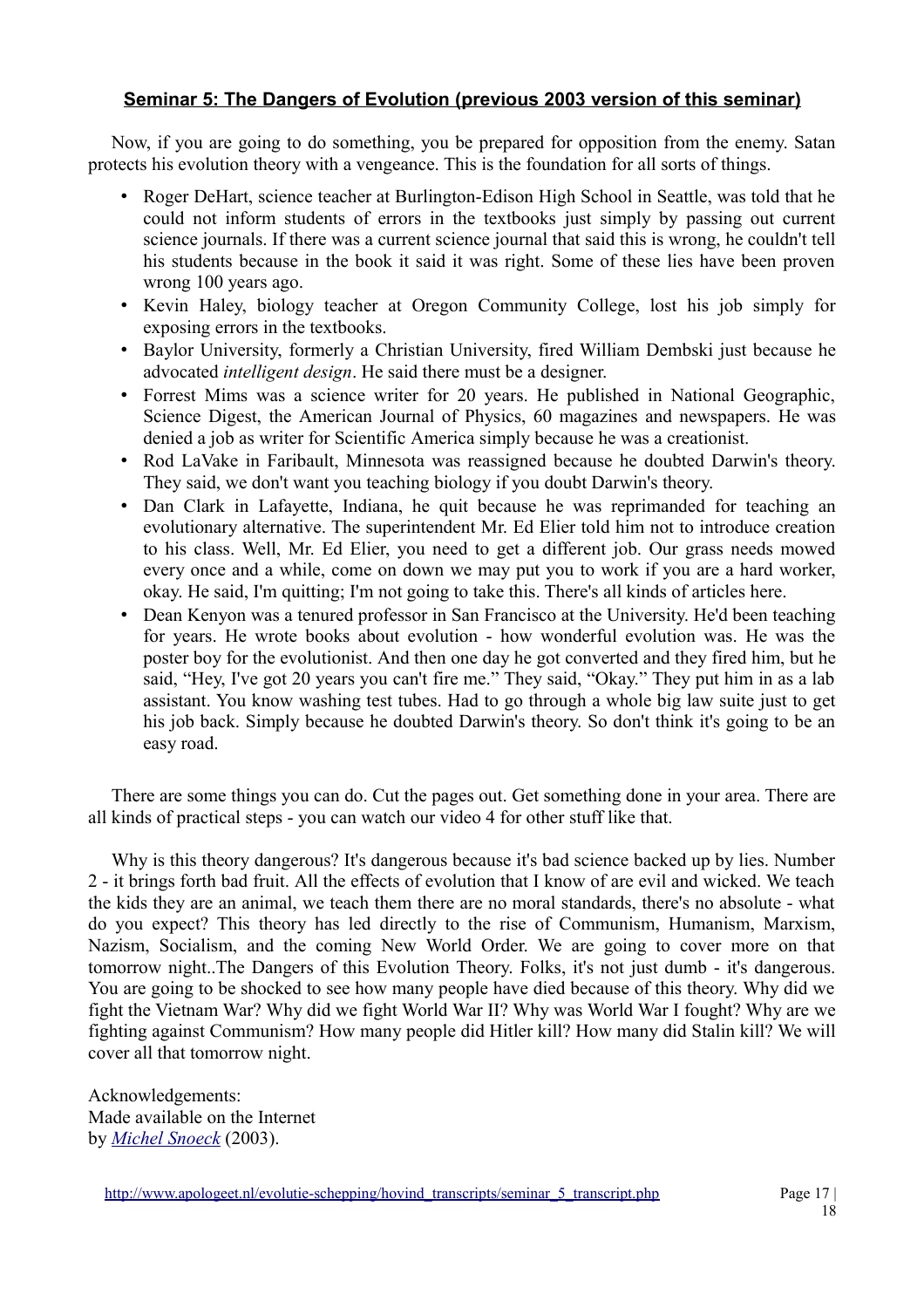## Seminar 5: The Dangers of Evolution (previous 2003 version of this seminar)

Now, if you are going to do something, you be prepared for opposition from the enemy. Satan protects his evolution theory with a vengeance. This is the foundation for all sorts of things.

- Roger DeHart, science teacher at Burlington-Edison High School in Seattle, was told that he could not inform students of errors in the textbooks just simply by passing out current science journals. If there was a current science journal that said this is wrong, he couldn't tell his students because in the book it said it was right. Some of these lies have been proven wrong 100 years ago.
- Kevin Haley, biology teacher at Oregon Community College, lost his job simply for exposing errors in the textbooks.
- Baylor University, formerly a Christian University, fired William Dembski just because he advocated *intelligent design*. He said there must be a designer.
- Forrest Mims was a science writer for 20 years. He published in National Geographic, Science Digest, the American Journal of Physics, 60 magazines and newspapers. He was denied a job as writer for Scientific America simply because he was a creationist.
- Rod LaVake in Faribault, Minnesota was reassigned because he doubted Darwin's theory. They said, we don't want you teaching biology if you doubt Darwin's theory.
- Dan Clark in Lafayette, Indiana, he quit because he was reprimanded for teaching an evolutionary alternative. The superintendent Mr. Ed Elier told him not to introduce creation to his class. Well, Mr. Ed Elier, you need to get a different job. Our grass needs mowed every once and a while, come on down we may put you to work if you are a hard worker, okay. He said, I'm quitting; I'm not going to take this. There's all kinds of articles here.
- Dean Kenyon was a tenured professor in San Francisco at the University. He'd been teaching for years. He wrote books about evolution - how wonderful evolution was. He was the poster boy for the evolutionist. And then one day he got converted and they fired him, but he said, "Hey, I've got 20 years you can't fire me." They said, "Okay." They put him in as a lab assistant. You know washing test tubes. Had to go through a whole big law suite just to get his job back. Simply because he doubted Darwin's theory. So don't think it's going to be an easy road.

There are some things you can do. Cut the pages out. Get something done in your area. There are all kinds of practical steps - you can watch our video 4 for other stuff like that.

Why is this theory dangerous? It's dangerous because it's bad science backed up by lies. Number 2 - it brings forth bad fruit. All the effects of evolution that I know of are evil and wicked. We teach the kids they are an animal, we teach them there are no moral standards, there's no absolute - what do you expect? This theory has led directly to the rise of Communism, Humanism, Marxism, Nazism, Socialism, and the coming New World Order. We are going to cover more on that tomorrow night..The Dangers of this Evolution Theory. Folks, it's not just dumb - it's dangerous. You are going to be shocked to see how many people have died because of this theory. Why did we fight the Vietnam War? Why did we fight World War II? Why was World War I fought? Why are we fighting against Communism? How many people did Hitler kill? How many did Stalin kill? We will cover all that tomorrow night.

Acknowledgements:
Made available on the Internet
by *Michel Snoeck* (2003).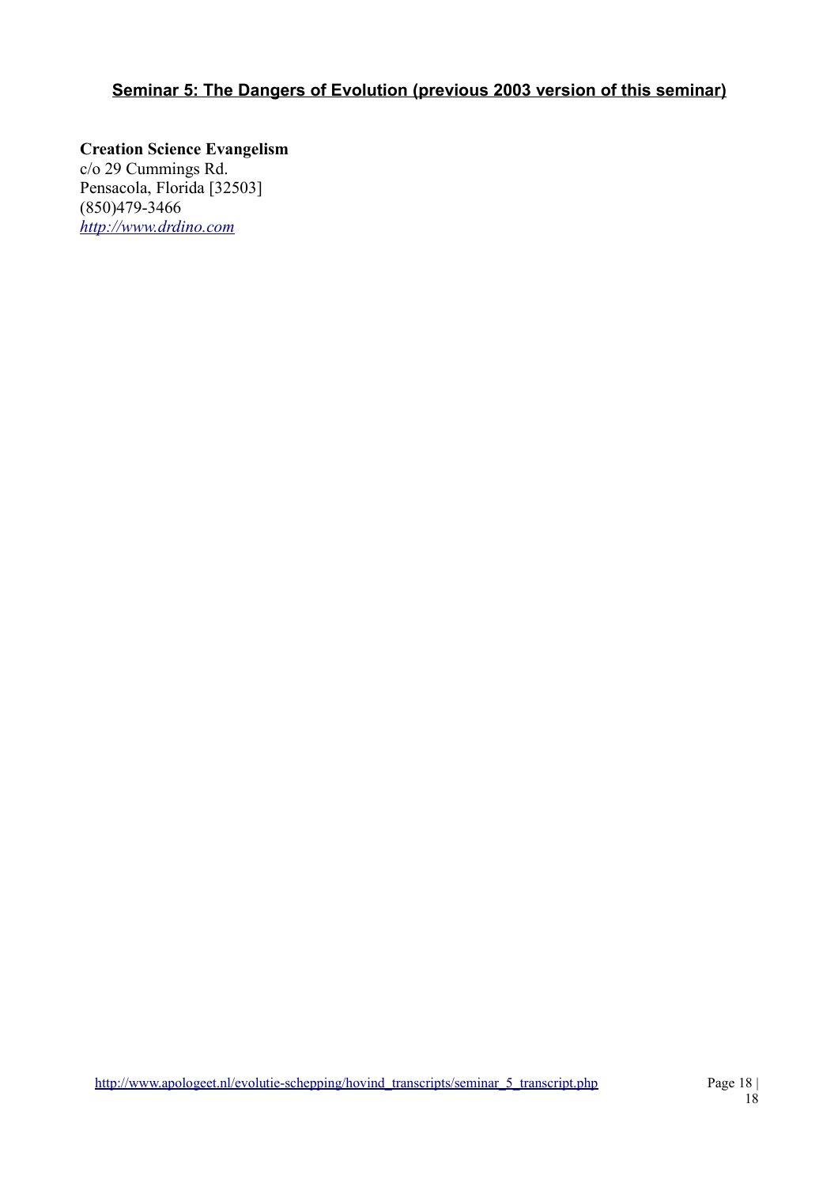## Seminar 5: The Dangers of Evolution (previous 2003 version of this seminar)

**Creation Science Evangelism**
c/o 29 Cummings Rd.
Pensacola, Florida [32503]
(850)479-3466
*http://www.drdino.com*